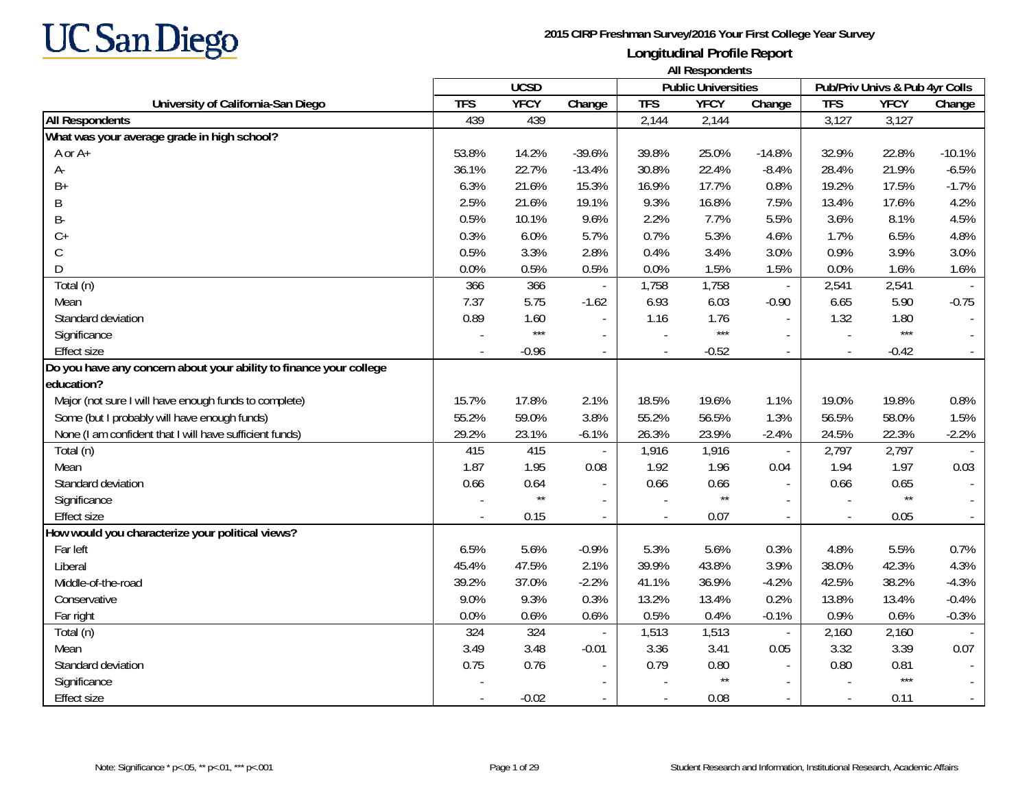UC San Diego

**2015 CIRP Freshman Survey/2016 Your First College Year Survey**

**Longitudinal Profile Report**

**All Respondents**

| University of California-San Diego | UCSD | | | Public Universities | | | Pub/Priv Univs & Pub 4yr Colls | | |
|---|---|---|---|---|---|---|---|---|---|
| | TFS | YFCY | Change | TFS | YFCY | Change | TFS | YFCY | Change |
| **All Respondents** | 439 | 439 | | 2,144 | 2,144 | | 3,127 | 3,127 | |
| **What was your average grade in high school?** | | | | | | | | | |
| A or A+ | 53.8% | 14.2% | -39.6% | 39.8% | 25.0% | -14.8% | 32.9% | 22.8% | -10.1% |
| A- | 36.1% | 22.7% | -13.4% | 30.8% | 22.4% | -8.4% | 28.4% | 21.9% | -6.5% |
| B+ | 6.3% | 21.6% | 15.3% | 16.9% | 17.7% | 0.8% | 19.2% | 17.5% | -1.7% |
| B | 2.5% | 21.6% | 19.1% | 9.3% | 16.8% | 7.5% | 13.4% | 17.6% | 4.2% |
| B- | 0.5% | 10.1% | 9.6% | 2.2% | 7.7% | 5.5% | 3.6% | 8.1% | 4.5% |
| C+ | 0.3% | 6.0% | 5.7% | 0.7% | 5.3% | 4.6% | 1.7% | 6.5% | 4.8% |
| C | 0.5% | 3.3% | 2.8% | 0.4% | 3.4% | 3.0% | 0.9% | 3.9% | 3.0% |
| D | 0.0% | 0.5% | 0.5% | 0.0% | 1.5% | 1.5% | 0.0% | 1.6% | 1.6% |
| Total (n) | 366 | 366 | - | 1,758 | 1,758 | - | 2,541 | 2,541 | - |
| Mean | 7.37 | 5.75 | -1.62 | 6.93 | 6.03 | -0.90 | 6.65 | 5.90 | -0.75 |
| Standard deviation | 0.89 | 1.60 | - | 1.16 | 1.76 | - | 1.32 | 1.80 | - |
| Significance | - | *** | - | - | *** | - | - | *** | - |
| Effect size | - | -0.96 | - | - | -0.52 | - | - | -0.42 | - |
| **Do you have any concern about your ability to finance your college education?** | | | | | | | | | |
| Major (not sure I will have enough funds to complete) | 15.7% | 17.8% | 2.1% | 18.5% | 19.6% | 1.1% | 19.0% | 19.8% | 0.8% |
| Some (but I probably will have enough funds) | 55.2% | 59.0% | 3.8% | 55.2% | 56.5% | 1.3% | 56.5% | 58.0% | 1.5% |
| None (I am confident that I will have sufficient funds) | 29.2% | 23.1% | -6.1% | 26.3% | 23.9% | -2.4% | 24.5% | 22.3% | -2.2% |
| Total (n) | 415 | 415 | - | 1,916 | 1,916 | - | 2,797 | 2,797 | - |
| Mean | 1.87 | 1.95 | 0.08 | 1.92 | 1.96 | 0.04 | 1.94 | 1.97 | 0.03 |
| Standard deviation | 0.66 | 0.64 | - | 0.66 | 0.66 | - | 0.66 | 0.65 | - |
| Significance | - | ** | - | - | ** | - | - | ** | - |
| Effect size | - | 0.15 | - | - | 0.07 | - | - | 0.05 | - |
| **How would you characterize your political views?** | | | | | | | | | |
| Far left | 6.5% | 5.6% | -0.9% | 5.3% | 5.6% | 0.3% | 4.8% | 5.5% | 0.7% |
| Liberal | 45.4% | 47.5% | 2.1% | 39.9% | 43.8% | 3.9% | 38.0% | 42.3% | 4.3% |
| Middle-of-the-road | 39.2% | 37.0% | -2.2% | 41.1% | 36.9% | -4.2% | 42.5% | 38.2% | -4.3% |
| Conservative | 9.0% | 9.3% | 0.3% | 13.2% | 13.4% | 0.2% | 13.8% | 13.4% | -0.4% |
| Far right | 0.0% | 0.6% | 0.6% | 0.5% | 0.4% | -0.1% | 0.9% | 0.6% | -0.3% |
| Total (n) | 324 | 324 | - | 1,513 | 1,513 | - | 2,160 | 2,160 | - |
| Mean | 3.49 | 3.48 | -0.01 | 3.36 | 3.41 | 0.05 | 3.32 | 3.39 | 0.07 |
| Standard deviation | 0.75 | 0.76 | - | 0.79 | 0.80 | - | 0.80 | 0.81 | - |
| Significance | - | | - | - | ** | - | - | *** | - |
| Effect size | - | -0.02 | - | - | 0.08 | - | - | 0.11 | - |

Note: Significance * p<.05, ** p<.01, *** p<.001

Student Research and Information, Institutional Research, Academic Affairs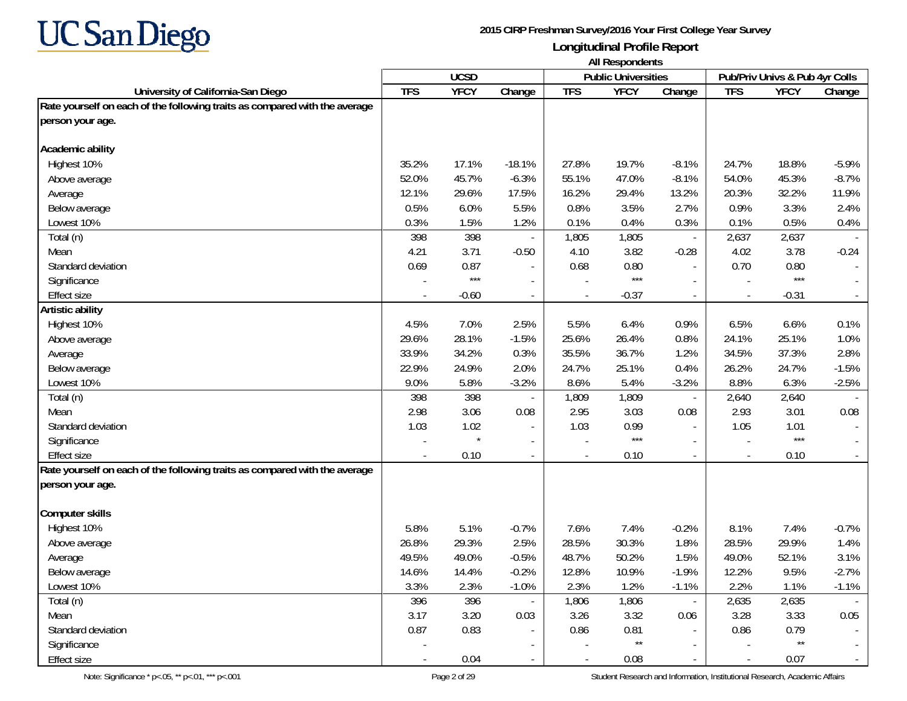# UC San Diego

**2015 CIRP Freshman Survey/2016 Your First College Year Survey**

**Longitudinal Profile Report**

**All Respondents**

| University of California-San Diego | UCSD | | | Public Universities | | | Pub/Priv Univs & Pub 4yr Colls | | |
|---|---|---|---|---|---|---|---|---|---|
| | TFS | YFCY | Change | TFS | YFCY | Change | TFS | YFCY | Change |
| **Rate yourself on each of the following traits as compared with the average person your age.** | | | | | | | | | |
| **Academic ability** | | | | | | | | | |
| Highest 10% | 35.2% | 17.1% | -18.1% | 27.8% | 19.7% | -8.1% | 24.7% | 18.8% | -5.9% |
| Above average | 52.0% | 45.7% | -6.3% | 55.1% | 47.0% | -8.1% | 54.0% | 45.3% | -8.7% |
| Average | 12.1% | 29.6% | 17.5% | 16.2% | 29.4% | 13.2% | 20.3% | 32.2% | 11.9% |
| Below average | 0.5% | 6.0% | 5.5% | 0.8% | 3.5% | 2.7% | 0.9% | 3.3% | 2.4% |
| Lowest 10% | 0.3% | 1.5% | 1.2% | 0.1% | 0.4% | 0.3% | 0.1% | 0.5% | 0.4% |
| Total (n) | 398 | 398 | - | 1,805 | 1,805 | - | 2,637 | 2,637 | - |
| Mean | 4.21 | 3.71 | -0.50 | 4.10 | 3.82 | -0.28 | 4.02 | 3.78 | -0.24 |
| Standard deviation | 0.69 | 0.87 | - | 0.68 | 0.80 | - | 0.70 | 0.80 | - |
| Significance | - | *** | - | - | *** | - | - | *** | - |
| Effect size | - | -0.60 | - | - | -0.37 | - | - | -0.31 | - |
| **Artistic ability** | | | | | | | | | |
| Highest 10% | 4.5% | 7.0% | 2.5% | 5.5% | 6.4% | 0.9% | 6.5% | 6.6% | 0.1% |
| Above average | 29.6% | 28.1% | -1.5% | 25.6% | 26.4% | 0.8% | 24.1% | 25.1% | 1.0% |
| Average | 33.9% | 34.2% | 0.3% | 35.5% | 36.7% | 1.2% | 34.5% | 37.3% | 2.8% |
| Below average | 22.9% | 24.9% | 2.0% | 24.7% | 25.1% | 0.4% | 26.2% | 24.7% | -1.5% |
| Lowest 10% | 9.0% | 5.8% | -3.2% | 8.6% | 5.4% | -3.2% | 8.8% | 6.3% | -2.5% |
| Total (n) | 398 | 398 | - | 1,809 | 1,809 | - | 2,640 | 2,640 | - |
| Mean | 2.98 | 3.06 | 0.08 | 2.95 | 3.03 | 0.08 | 2.93 | 3.01 | 0.08 |
| Standard deviation | 1.03 | 1.02 | - | 1.03 | 0.99 | - | 1.05 | 1.01 | - |
| Significance | - | * | - | - | *** | - | - | *** | - |
| Effect size | - | 0.10 | - | - | 0.10 | - | - | 0.10 | - |
| **Rate yourself on each of the following traits as compared with the average person your age.** | | | | | | | | | |
| **Computer skills** | | | | | | | | | |
| Highest 10% | 5.8% | 5.1% | -0.7% | 7.6% | 7.4% | -0.2% | 8.1% | 7.4% | -0.7% |
| Above average | 26.8% | 29.3% | 2.5% | 28.5% | 30.3% | 1.8% | 28.5% | 29.9% | 1.4% |
| Average | 49.5% | 49.0% | -0.5% | 48.7% | 50.2% | 1.5% | 49.0% | 52.1% | 3.1% |
| Below average | 14.6% | 14.4% | -0.2% | 12.8% | 10.9% | -1.9% | 12.2% | 9.5% | -2.7% |
| Lowest 10% | 3.3% | 2.3% | -1.0% | 2.3% | 1.2% | -1.1% | 2.2% | 1.1% | -1.1% |
| Total (n) | 396 | 396 | - | 1,806 | 1,806 | - | 2,635 | 2,635 | - |
| Mean | 3.17 | 3.20 | 0.03 | 3.26 | 3.32 | 0.06 | 3.28 | 3.33 | 0.05 |
| Standard deviation | 0.87 | 0.83 | - | 0.86 | 0.81 | - | 0.86 | 0.79 | - |
| Significance | - | | - | - | ** | - | - | ** | - |
| Effect size | - | 0.04 | - | - | 0.08 | - | - | 0.07 | - |

Note: Significance * p<.05, ** p<.01, *** p<.001

Student Research and Information, Institutional Research, Academic Affairs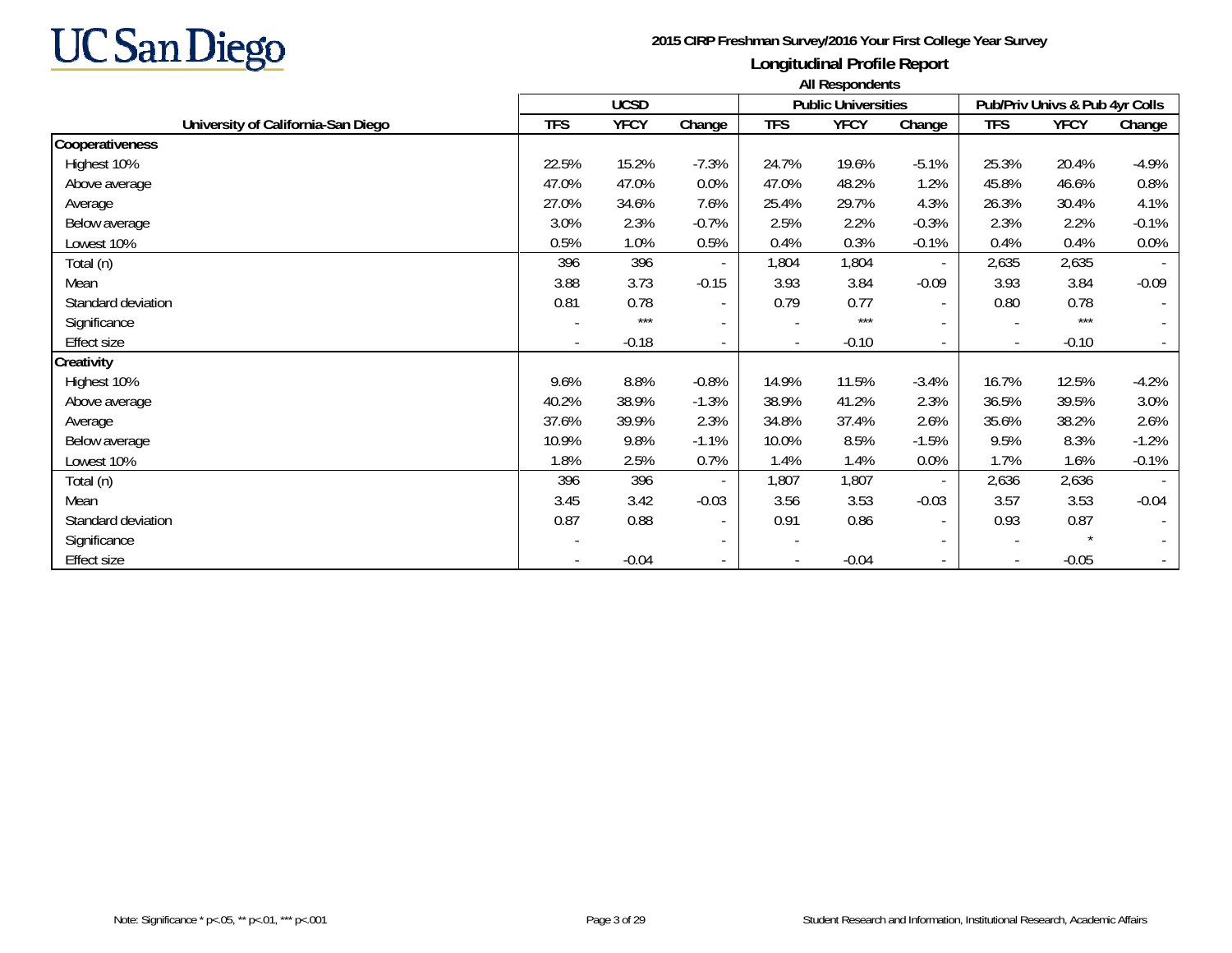# 2015 CIRP Freshman Survey/2016 Your First College Year Survey

## Longitudinal Profile Report

### All Respondents

| University of California-San Diego | UCSD | | | Public Universities | | | Pub/Priv Univs & Pub 4yr Colls | | |
|---|---|---|---|---|---|---|---|---|---|
| | TFS | YFCY | Change | TFS | YFCY | Change | TFS | YFCY | Change |
| **Cooperativeness** | | | | | | | | | |
| Highest 10% | 22.5% | 15.2% | -7.3% | 24.7% | 19.6% | -5.1% | 25.3% | 20.4% | -4.9% |
| Above average | 47.0% | 47.0% | 0.0% | 47.0% | 48.2% | 1.2% | 45.8% | 46.6% | 0.8% |
| Average | 27.0% | 34.6% | 7.6% | 25.4% | 29.7% | 4.3% | 26.3% | 30.4% | 4.1% |
| Below average | 3.0% | 2.3% | -0.7% | 2.5% | 2.2% | -0.3% | 2.3% | 2.2% | -0.1% |
| Lowest 10% | 0.5% | 1.0% | 0.5% | 0.4% | 0.3% | -0.1% | 0.4% | 0.4% | 0.0% |
| Total (n) | 396 | 396 | - | 1,804 | 1,804 | - | 2,635 | 2,635 | - |
| Mean | 3.88 | 3.73 | -0.15 | 3.93 | 3.84 | -0.09 | 3.93 | 3.84 | -0.09 |
| Standard deviation | 0.81 | 0.78 | - | 0.79 | 0.77 | - | 0.80 | 0.78 | - |
| Significance | - | *** | - | - | *** | - | - | *** | - |
| Effect size | - | -0.18 | - | - | -0.10 | - | - | -0.10 | - |
| **Creativity** | | | | | | | | | |
| Highest 10% | 9.6% | 8.8% | -0.8% | 14.9% | 11.5% | -3.4% | 16.7% | 12.5% | -4.2% |
| Above average | 40.2% | 38.9% | -1.3% | 38.9% | 41.2% | 2.3% | 36.5% | 39.5% | 3.0% |
| Average | 37.6% | 39.9% | 2.3% | 34.8% | 37.4% | 2.6% | 35.6% | 38.2% | 2.6% |
| Below average | 10.9% | 9.8% | -1.1% | 10.0% | 8.5% | -1.5% | 9.5% | 8.3% | -1.2% |
| Lowest 10% | 1.8% | 2.5% | 0.7% | 1.4% | 1.4% | 0.0% | 1.7% | 1.6% | -0.1% |
| Total (n) | 396 | 396 | - | 1,807 | 1,807 | - | 2,636 | 2,636 | - |
| Mean | 3.45 | 3.42 | -0.03 | 3.56 | 3.53 | -0.03 | 3.57 | 3.53 | -0.04 |
| Standard deviation | 0.87 | 0.88 | - | 0.91 | 0.86 | - | 0.93 | 0.87 | - |
| Significance | - | | - | - | | - | - | * | - |
| Effect size | - | -0.04 | - | - | -0.04 | - | - | -0.05 | - |

Note: Significance * p<.05, ** p<.01, *** p<.001

Student Research and Information, Institutional Research, Academic Affairs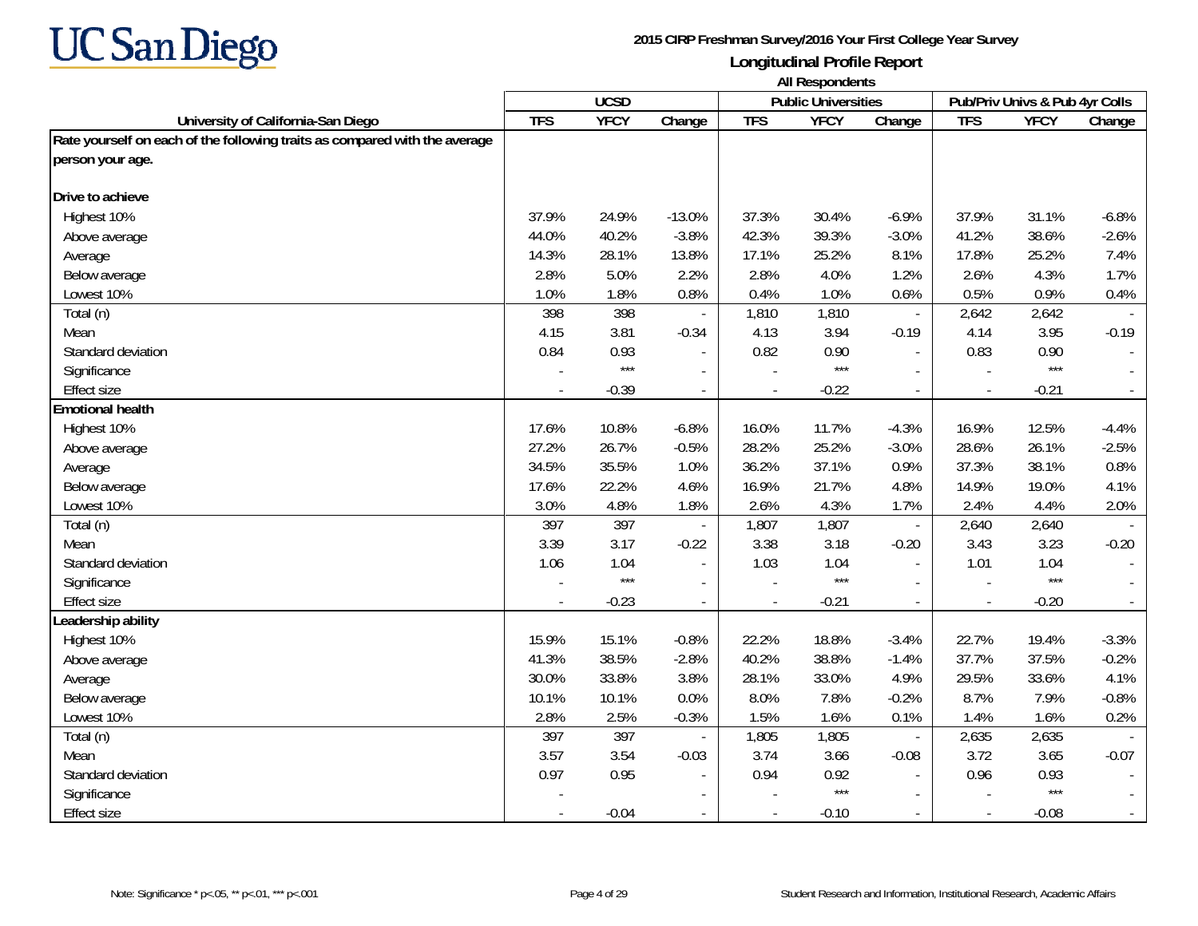**UC San Diego**

**2015 CIRP Freshman Survey/2016 Your First College Year Survey**

**Longitudinal Profile Report**

**All Respondents**

| University of California-San Diego | UCSD | | | Public Universities | | | Pub/Priv Univs & Pub 4yr Colls | | |
|---|---|---|---|---|---|---|---|---|---|
| | TFS | YFCY | Change | TFS | YFCY | Change | TFS | YFCY | Change |
| **Rate yourself on each of the following traits as compared with the average person your age.** | | | | | | | | | |
| **Drive to achieve** | | | | | | | | | |
| Highest 10% | 37.9% | 24.9% | -13.0% | 37.3% | 30.4% | -6.9% | 37.9% | 31.1% | -6.8% |
| Above average | 44.0% | 40.2% | -3.8% | 42.3% | 39.3% | -3.0% | 41.2% | 38.6% | -2.6% |
| Average | 14.3% | 28.1% | 13.8% | 17.1% | 25.2% | 8.1% | 17.8% | 25.2% | 7.4% |
| Below average | 2.8% | 5.0% | 2.2% | 2.8% | 4.0% | 1.2% | 2.6% | 4.3% | 1.7% |
| Lowest 10% | 1.0% | 1.8% | 0.8% | 0.4% | 1.0% | 0.6% | 0.5% | 0.9% | 0.4% |
| Total (n) | 398 | 398 | - | 1,810 | 1,810 | - | 2,642 | 2,642 | - |
| Mean | 4.15 | 3.81 | -0.34 | 4.13 | 3.94 | -0.19 | 4.14 | 3.95 | -0.19 |
| Standard deviation | 0.84 | 0.93 | - | 0.82 | 0.90 | - | 0.83 | 0.90 | - |
| Significance | - | *** | - | - | *** | - | - | *** | - |
| Effect size | - | -0.39 | - | - | -0.22 | - | - | -0.21 | - |
| **Emotional health** | | | | | | | | | |
| Highest 10% | 17.6% | 10.8% | -6.8% | 16.0% | 11.7% | -4.3% | 16.9% | 12.5% | -4.4% |
| Above average | 27.2% | 26.7% | -0.5% | 28.2% | 25.2% | -3.0% | 28.6% | 26.1% | -2.5% |
| Average | 34.5% | 35.5% | 1.0% | 36.2% | 37.1% | 0.9% | 37.3% | 38.1% | 0.8% |
| Below average | 17.6% | 22.2% | 4.6% | 16.9% | 21.7% | 4.8% | 14.9% | 19.0% | 4.1% |
| Lowest 10% | 3.0% | 4.8% | 1.8% | 2.6% | 4.3% | 1.7% | 2.4% | 4.4% | 2.0% |
| Total (n) | 397 | 397 | - | 1,807 | 1,807 | - | 2,640 | 2,640 | - |
| Mean | 3.39 | 3.17 | -0.22 | 3.38 | 3.18 | -0.20 | 3.43 | 3.23 | -0.20 |
| Standard deviation | 1.06 | 1.04 | - | 1.03 | 1.04 | - | 1.01 | 1.04 | - |
| Significance | - | *** | - | - | *** | - | - | *** | - |
| Effect size | - | -0.23 | - | - | -0.21 | - | - | -0.20 | - |
| **Leadership ability** | | | | | | | | | |
| Highest 10% | 15.9% | 15.1% | -0.8% | 22.2% | 18.8% | -3.4% | 22.7% | 19.4% | -3.3% |
| Above average | 41.3% | 38.5% | -2.8% | 40.2% | 38.8% | -1.4% | 37.7% | 37.5% | -0.2% |
| Average | 30.0% | 33.8% | 3.8% | 28.1% | 33.0% | 4.9% | 29.5% | 33.6% | 4.1% |
| Below average | 10.1% | 10.1% | 0.0% | 8.0% | 7.8% | -0.2% | 8.7% | 7.9% | -0.8% |
| Lowest 10% | 2.8% | 2.5% | -0.3% | 1.5% | 1.6% | 0.1% | 1.4% | 1.6% | 0.2% |
| Total (n) | 397 | 397 | - | 1,805 | 1,805 | - | 2,635 | 2,635 | - |
| Mean | 3.57 | 3.54 | -0.03 | 3.74 | 3.66 | -0.08 | 3.72 | 3.65 | -0.07 |
| Standard deviation | 0.97 | 0.95 | - | 0.94 | 0.92 | - | 0.96 | 0.93 | - |
| Significance | - | | - | - | *** | - | - | *** | - |
| Effect size | - | -0.04 | - | - | -0.10 | - | - | -0.08 | - |

Note: Significance * p<.05, ** p<.01, *** p<.001

Student Research and Information, Institutional Research, Academic Affairs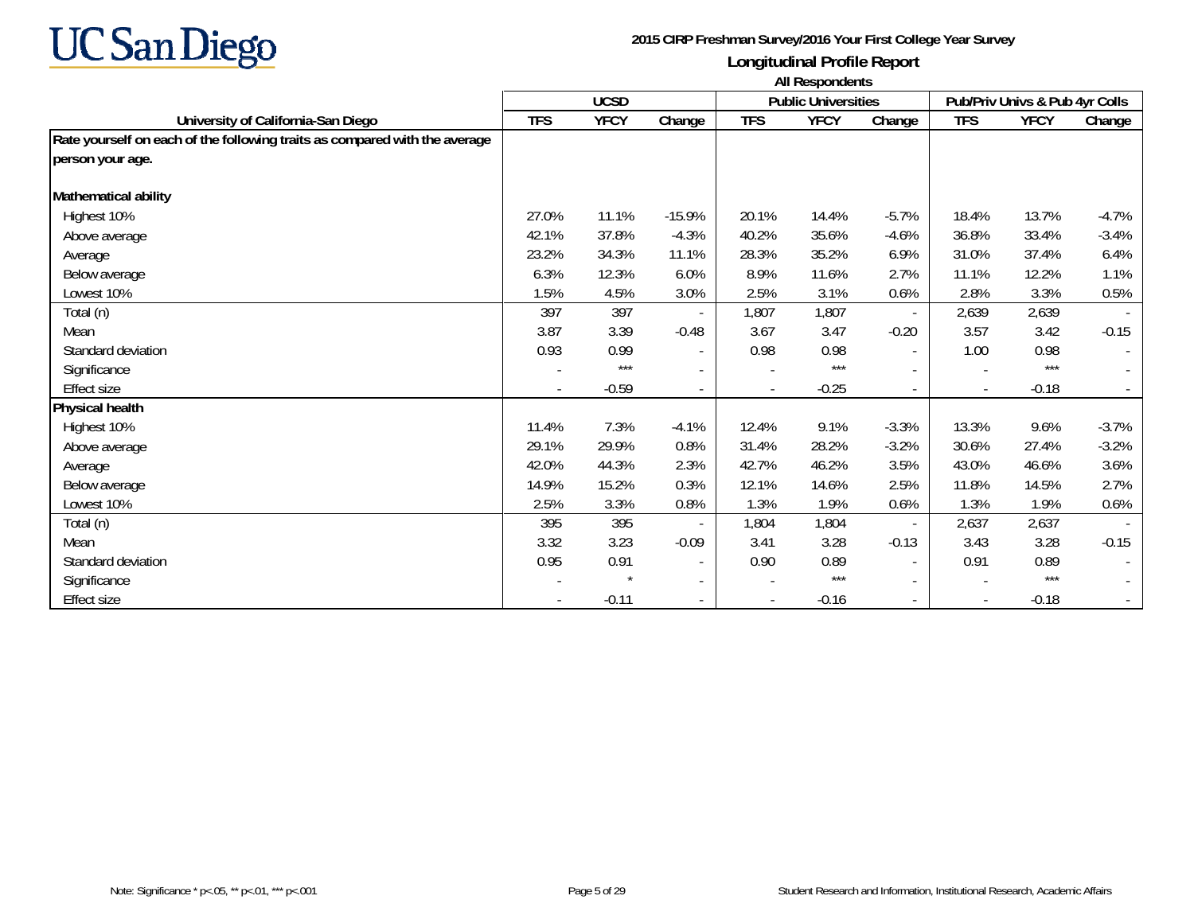# UC San Diego

**2015 CIRP Freshman Survey/2016 Your First College Year Survey**

**Longitudinal Profile Report**

**All Respondents**

| University of California-San Diego | UCSD | | | Public Universities | | | Pub/Priv Univs & Pub 4yr Colls | | |
|---|---|---|---|---|---|---|---|---|---|
| | TFS | YFCY | Change | TFS | YFCY | Change | TFS | YFCY | Change |
| **Rate yourself on each of the following traits as compared with the average person your age.** | | | | | | | | | |
| **Mathematical ability** | | | | | | | | | |
| Highest 10% | 27.0% | 11.1% | -15.9% | 20.1% | 14.4% | -5.7% | 18.4% | 13.7% | -4.7% |
| Above average | 42.1% | 37.8% | -4.3% | 40.2% | 35.6% | -4.6% | 36.8% | 33.4% | -3.4% |
| Average | 23.2% | 34.3% | 11.1% | 28.3% | 35.2% | 6.9% | 31.0% | 37.4% | 6.4% |
| Below average | 6.3% | 12.3% | 6.0% | 8.9% | 11.6% | 2.7% | 11.1% | 12.2% | 1.1% |
| Lowest 10% | 1.5% | 4.5% | 3.0% | 2.5% | 3.1% | 0.6% | 2.8% | 3.3% | 0.5% |
| Total (n) | 397 | 397 | - | 1,807 | 1,807 | - | 2,639 | 2,639 | - |
| Mean | 3.87 | 3.39 | -0.48 | 3.67 | 3.47 | -0.20 | 3.57 | 3.42 | -0.15 |
| Standard deviation | 0.93 | 0.99 | - | 0.98 | 0.98 | - | 1.00 | 0.98 | - |
| Significance | - | *** | - | - | *** | - | - | *** | - |
| Effect size | - | -0.59 | - | - | -0.25 | - | - | -0.18 | - |
| **Physical health** | | | | | | | | | |
| Highest 10% | 11.4% | 7.3% | -4.1% | 12.4% | 9.1% | -3.3% | 13.3% | 9.6% | -3.7% |
| Above average | 29.1% | 29.9% | 0.8% | 31.4% | 28.2% | -3.2% | 30.6% | 27.4% | -3.2% |
| Average | 42.0% | 44.3% | 2.3% | 42.7% | 46.2% | 3.5% | 43.0% | 46.6% | 3.6% |
| Below average | 14.9% | 15.2% | 0.3% | 12.1% | 14.6% | 2.5% | 11.8% | 14.5% | 2.7% |
| Lowest 10% | 2.5% | 3.3% | 0.8% | 1.3% | 1.9% | 0.6% | 1.3% | 1.9% | 0.6% |
| Total (n) | 395 | 395 | - | 1,804 | 1,804 | - | 2,637 | 2,637 | - |
| Mean | 3.32 | 3.23 | -0.09 | 3.41 | 3.28 | -0.13 | 3.43 | 3.28 | -0.15 |
| Standard deviation | 0.95 | 0.91 | - | 0.90 | 0.89 | - | 0.91 | 0.89 | - |
| Significance | - | * | - | - | *** | - | - | *** | - |
| Effect size | - | -0.11 | - | - | -0.16 | - | - | -0.18 | - |

Note: Significance * p<.05, ** p<.01, *** p<.001

Student Research and Information, Institutional Research, Academic Affairs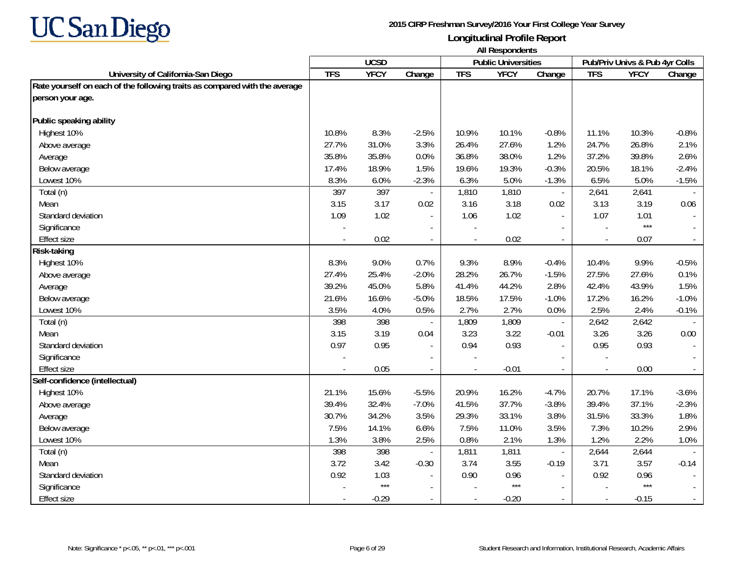**UC San Diego**

**2015 CIRP Freshman Survey/2016 Your First College Year Survey**

**Longitudinal Profile Report**

**All Respondents**

| University of California-San Diego | UCSD | | | Public Universities | | | Pub/Priv Univs & Pub 4yr Colls | | |
|---|---|---|---|---|---|---|---|---|---|
| | TFS | YFCY | Change | TFS | YFCY | Change | TFS | YFCY | Change |
| **Rate yourself on each of the following traits as compared with the average person your age.** | | | | | | | | | |
| **Public speaking ability** | | | | | | | | | |
| Highest 10% | 10.8% | 8.3% | -2.5% | 10.9% | 10.1% | -0.8% | 11.1% | 10.3% | -0.8% |
| Above average | 27.7% | 31.0% | 3.3% | 26.4% | 27.6% | 1.2% | 24.7% | 26.8% | 2.1% |
| Average | 35.8% | 35.8% | 0.0% | 36.8% | 38.0% | 1.2% | 37.2% | 39.8% | 2.6% |
| Below average | 17.4% | 18.9% | 1.5% | 19.6% | 19.3% | -0.3% | 20.5% | 18.1% | -2.4% |
| Lowest 10% | 8.3% | 6.0% | -2.3% | 6.3% | 5.0% | -1.3% | 6.5% | 5.0% | -1.5% |
| Total (n) | 397 | 397 | - | 1,810 | 1,810 | - | 2,641 | 2,641 | - |
| Mean | 3.15 | 3.17 | 0.02 | 3.16 | 3.18 | 0.02 | 3.13 | 3.19 | 0.06 |
| Standard deviation | 1.09 | 1.02 | - | 1.06 | 1.02 | - | 1.07 | 1.01 | - |
| Significance | - | | - | - | | - | - | *** | - |
| Effect size | - | 0.02 | - | - | 0.02 | - | - | 0.07 | - |
| **Risk-taking** | | | | | | | | | |
| Highest 10% | 8.3% | 9.0% | 0.7% | 9.3% | 8.9% | -0.4% | 10.4% | 9.9% | -0.5% |
| Above average | 27.4% | 25.4% | -2.0% | 28.2% | 26.7% | -1.5% | 27.5% | 27.6% | 0.1% |
| Average | 39.2% | 45.0% | 5.8% | 41.4% | 44.2% | 2.8% | 42.4% | 43.9% | 1.5% |
| Below average | 21.6% | 16.6% | -5.0% | 18.5% | 17.5% | -1.0% | 17.2% | 16.2% | -1.0% |
| Lowest 10% | 3.5% | 4.0% | 0.5% | 2.7% | 2.7% | 0.0% | 2.5% | 2.4% | -0.1% |
| Total (n) | 398 | 398 | - | 1,809 | 1,809 | - | 2,642 | 2,642 | - |
| Mean | 3.15 | 3.19 | 0.04 | 3.23 | 3.22 | -0.01 | 3.26 | 3.26 | 0.00 |
| Standard deviation | 0.97 | 0.95 | - | 0.94 | 0.93 | - | 0.95 | 0.93 | - |
| Significance | - | | - | - | | - | - | | - |
| Effect size | - | 0.05 | - | - | -0.01 | - | - | 0.00 | - |
| **Self-confidence (intellectual)** | | | | | | | | | |
| Highest 10% | 21.1% | 15.6% | -5.5% | 20.9% | 16.2% | -4.7% | 20.7% | 17.1% | -3.6% |
| Above average | 39.4% | 32.4% | -7.0% | 41.5% | 37.7% | -3.8% | 39.4% | 37.1% | -2.3% |
| Average | 30.7% | 34.2% | 3.5% | 29.3% | 33.1% | 3.8% | 31.5% | 33.3% | 1.8% |
| Below average | 7.5% | 14.1% | 6.6% | 7.5% | 11.0% | 3.5% | 7.3% | 10.2% | 2.9% |
| Lowest 10% | 1.3% | 3.8% | 2.5% | 0.8% | 2.1% | 1.3% | 1.2% | 2.2% | 1.0% |
| Total (n) | 398 | 398 | - | 1,811 | 1,811 | - | 2,644 | 2,644 | - |
| Mean | 3.72 | 3.42 | -0.30 | 3.74 | 3.55 | -0.19 | 3.71 | 3.57 | -0.14 |
| Standard deviation | 0.92 | 1.03 | - | 0.90 | 0.96 | - | 0.92 | 0.96 | - |
| Significance | - | *** | - | - | *** | - | - | *** | - |
| Effect size | - | -0.29 | - | - | -0.20 | - | - | -0.15 | - |

Note: Significance * p<.05, ** p<.01, *** p<.001

Student Research and Information, Institutional Research, Academic Affairs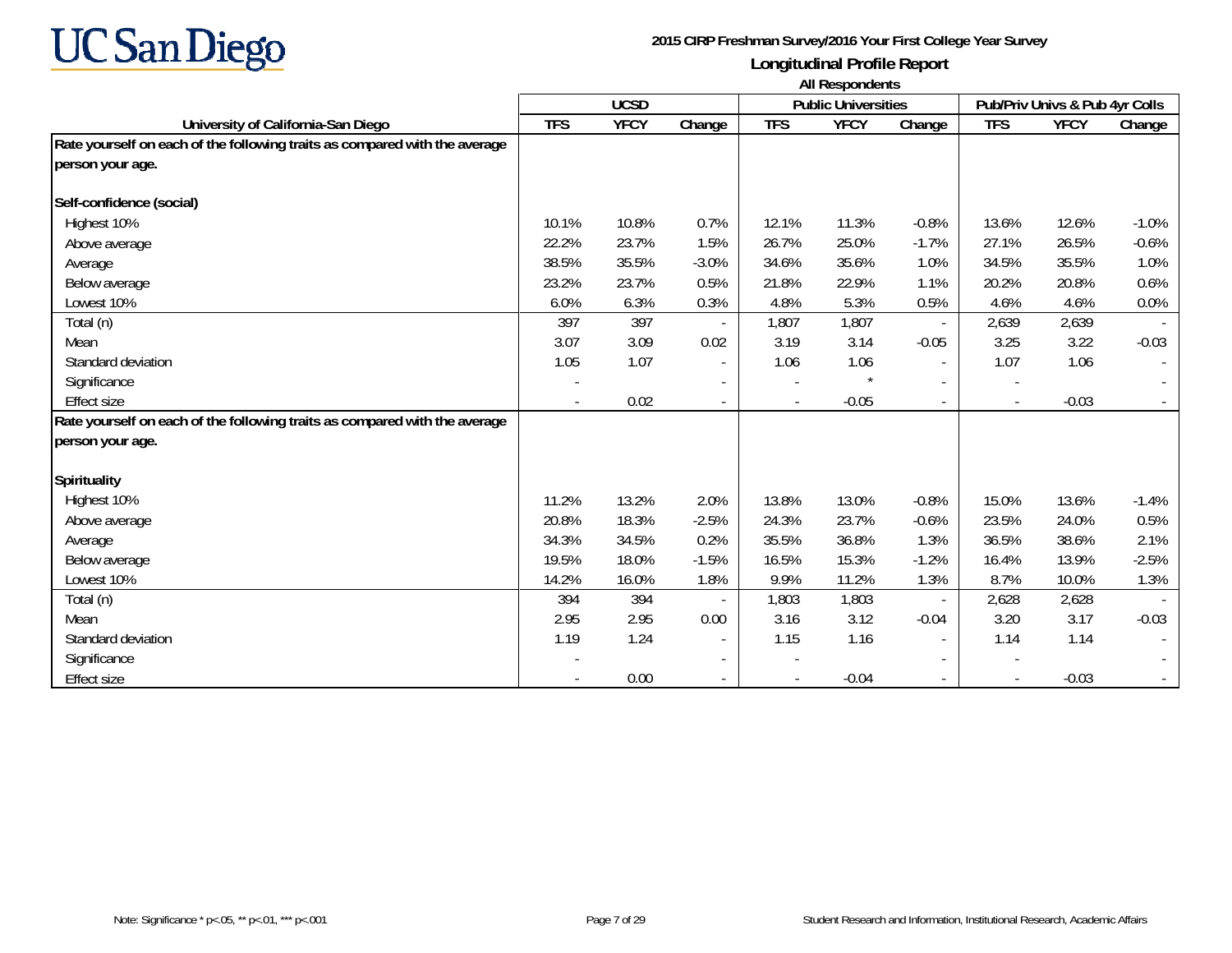# UC San Diego

**2015 CIRP Freshman Survey/2016 Your First College Year Survey**

**Longitudinal Profile Report**

**All Respondents**

| University of California-San Diego | UCSD | | | Public Universities | | | Pub/Priv Univs & Pub 4yr Colls | | |
|---|---|---|---|---|---|---|---|---|---|
| | TFS | YFCY | Change | TFS | YFCY | Change | TFS | YFCY | Change |
| **Rate yourself on each of the following traits as compared with the average person your age.** | | | | | | | | | |
| **Self-confidence (social)** | | | | | | | | | |
| Highest 10% | 10.1% | 10.8% | 0.7% | 12.1% | 11.3% | -0.8% | 13.6% | 12.6% | -1.0% |
| Above average | 22.2% | 23.7% | 1.5% | 26.7% | 25.0% | -1.7% | 27.1% | 26.5% | -0.6% |
| Average | 38.5% | 35.5% | -3.0% | 34.6% | 35.6% | 1.0% | 34.5% | 35.5% | 1.0% |
| Below average | 23.2% | 23.7% | 0.5% | 21.8% | 22.9% | 1.1% | 20.2% | 20.8% | 0.6% |
| Lowest 10% | 6.0% | 6.3% | 0.3% | 4.8% | 5.3% | 0.5% | 4.6% | 4.6% | 0.0% |
| Total (n) | 397 | 397 | - | 1,807 | 1,807 | - | 2,639 | 2,639 | - |
| Mean | 3.07 | 3.09 | 0.02 | 3.19 | 3.14 | -0.05 | 3.25 | 3.22 | -0.03 |
| Standard deviation | 1.05 | 1.07 | - | 1.06 | 1.06 | - | 1.07 | 1.06 | - |
| Significance | - | | - | - | * | - | - | | - |
| Effect size | - | 0.02 | - | - | -0.05 | - | - | -0.03 | - |
| **Rate yourself on each of the following traits as compared with the average person your age.** | | | | | | | | | |
| **Spirituality** | | | | | | | | | |
| Highest 10% | 11.2% | 13.2% | 2.0% | 13.8% | 13.0% | -0.8% | 15.0% | 13.6% | -1.4% |
| Above average | 20.8% | 18.3% | -2.5% | 24.3% | 23.7% | -0.6% | 23.5% | 24.0% | 0.5% |
| Average | 34.3% | 34.5% | 0.2% | 35.5% | 36.8% | 1.3% | 36.5% | 38.6% | 2.1% |
| Below average | 19.5% | 18.0% | -1.5% | 16.5% | 15.3% | -1.2% | 16.4% | 13.9% | -2.5% |
| Lowest 10% | 14.2% | 16.0% | 1.8% | 9.9% | 11.2% | 1.3% | 8.7% | 10.0% | 1.3% |
| Total (n) | 394 | 394 | - | 1,803 | 1,803 | - | 2,628 | 2,628 | - |
| Mean | 2.95 | 2.95 | 0.00 | 3.16 | 3.12 | -0.04 | 3.20 | 3.17 | -0.03 |
| Standard deviation | 1.19 | 1.24 | - | 1.15 | 1.16 | - | 1.14 | 1.14 | - |
| Significance | - | | - | - | | - | - | | - |
| Effect size | - | 0.00 | - | - | -0.04 | - | - | -0.03 | - |

Note: Significance * p<.05, ** p<.01, *** p<.001

Student Research and Information, Institutional Research, Academic Affairs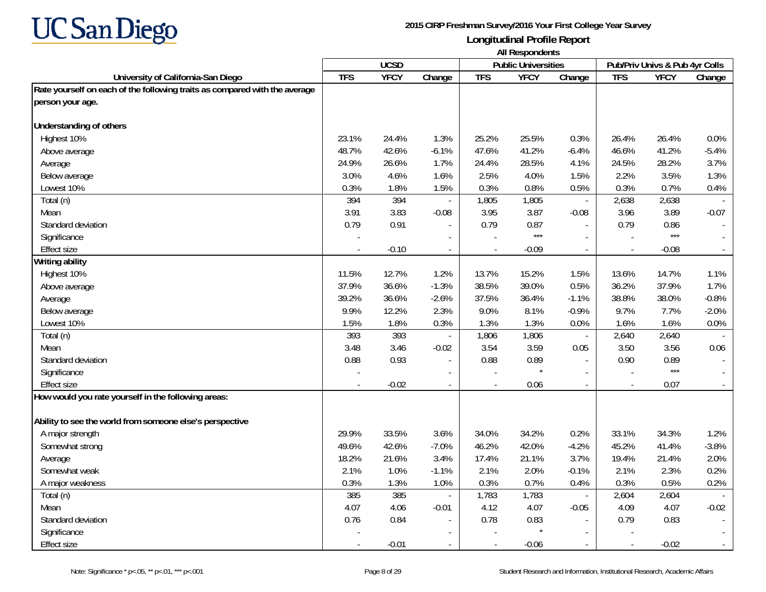**2015 CIRP Freshman Survey/2016 Your First College Year Survey**

**Longitudinal Profile Report**

**All Respondents**

| University of California-San Diego | UCSD | | | Public Universities | | | Pub/Priv Univs & Pub 4yr Colls | | |
|---|---|---|---|---|---|---|---|---|---|
| | TFS | YFCY | Change | TFS | YFCY | Change | TFS | YFCY | Change |
| **Rate yourself on each of the following traits as compared with the average person your age.** | | | | | | | | | |
| **Understanding of others** | | | | | | | | | |
| Highest 10% | 23.1% | 24.4% | 1.3% | 25.2% | 25.5% | 0.3% | 26.4% | 26.4% | 0.0% |
| Above average | 48.7% | 42.6% | -6.1% | 47.6% | 41.2% | -6.4% | 46.6% | 41.2% | -5.4% |
| Average | 24.9% | 26.6% | 1.7% | 24.4% | 28.5% | 4.1% | 24.5% | 28.2% | 3.7% |
| Below average | 3.0% | 4.6% | 1.6% | 2.5% | 4.0% | 1.5% | 2.2% | 3.5% | 1.3% |
| Lowest 10% | 0.3% | 1.8% | 1.5% | 0.3% | 0.8% | 0.5% | 0.3% | 0.7% | 0.4% |
| Total (n) | 394 | 394 | - | 1,805 | 1,805 | - | 2,638 | 2,638 | - |
| Mean | 3.91 | 3.83 | -0.08 | 3.95 | 3.87 | -0.08 | 3.96 | 3.89 | -0.07 |
| Standard deviation | 0.79 | 0.91 | - | 0.79 | 0.87 | - | 0.79 | 0.86 | - |
| Significance | - | | - | - | *** | - | - | *** | - |
| Effect size | - | -0.10 | - | - | -0.09 | - | - | -0.08 | - |
| **Writing ability** | | | | | | | | | |
| Highest 10% | 11.5% | 12.7% | 1.2% | 13.7% | 15.2% | 1.5% | 13.6% | 14.7% | 1.1% |
| Above average | 37.9% | 36.6% | -1.3% | 38.5% | 39.0% | 0.5% | 36.2% | 37.9% | 1.7% |
| Average | 39.2% | 36.6% | -2.6% | 37.5% | 36.4% | -1.1% | 38.8% | 38.0% | -0.8% |
| Below average | 9.9% | 12.2% | 2.3% | 9.0% | 8.1% | -0.9% | 9.7% | 7.7% | -2.0% |
| Lowest 10% | 1.5% | 1.8% | 0.3% | 1.3% | 1.3% | 0.0% | 1.6% | 1.6% | 0.0% |
| Total (n) | 393 | 393 | - | 1,806 | 1,806 | - | 2,640 | 2,640 | - |
| Mean | 3.48 | 3.46 | -0.02 | 3.54 | 3.59 | 0.05 | 3.50 | 3.56 | 0.06 |
| Standard deviation | 0.88 | 0.93 | - | 0.88 | 0.89 | - | 0.90 | 0.89 | - |
| Significance | - | | - | - | * | - | - | *** | - |
| Effect size | - | -0.02 | - | - | 0.06 | - | - | 0.07 | - |
| **How would you rate yourself in the following areas:** | | | | | | | | | |
| **Ability to see the world from someone else's perspective** | | | | | | | | | |
| A major strength | 29.9% | 33.5% | 3.6% | 34.0% | 34.2% | 0.2% | 33.1% | 34.3% | 1.2% |
| Somewhat strong | 49.6% | 42.6% | -7.0% | 46.2% | 42.0% | -4.2% | 45.2% | 41.4% | -3.8% |
| Average | 18.2% | 21.6% | 3.4% | 17.4% | 21.1% | 3.7% | 19.4% | 21.4% | 2.0% |
| Somewhat weak | 2.1% | 1.0% | -1.1% | 2.1% | 2.0% | -0.1% | 2.1% | 2.3% | 0.2% |
| A major weakness | 0.3% | 1.3% | 1.0% | 0.3% | 0.7% | 0.4% | 0.3% | 0.5% | 0.2% |
| Total (n) | 385 | 385 | - | 1,783 | 1,783 | - | 2,604 | 2,604 | - |
| Mean | 4.07 | 4.06 | -0.01 | 4.12 | 4.07 | -0.05 | 4.09 | 4.07 | -0.02 |
| Standard deviation | 0.76 | 0.84 | - | 0.78 | 0.83 | - | 0.79 | 0.83 | - |
| Significance | - | | - | - | * | - | - | | - |
| Effect size | - | -0.01 | - | - | -0.06 | - | - | -0.02 | - |

Note: Significance * p<.05, ** p<.01, *** p<.001

Student Research and Information, Institutional Research, Academic Affairs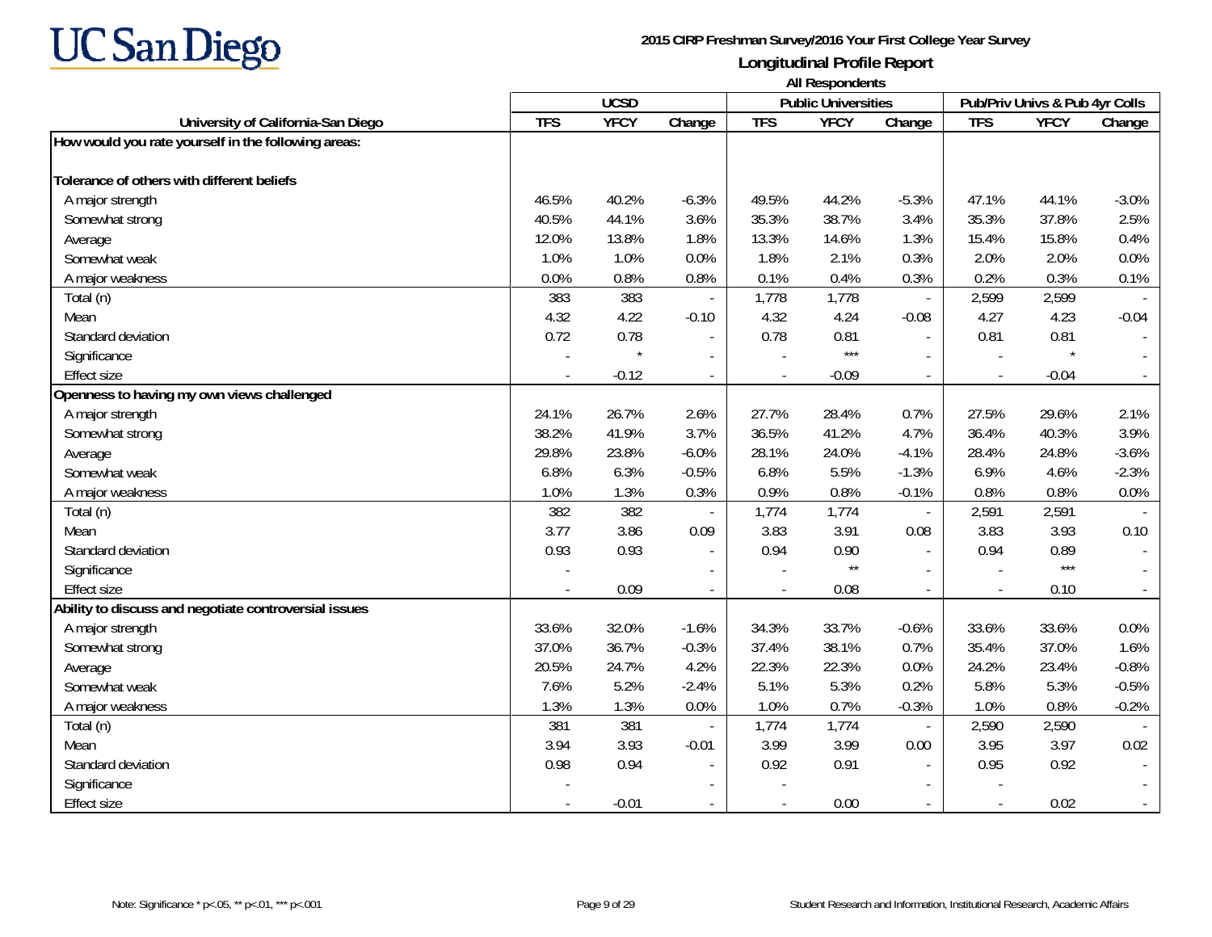# UC San Diego

**2015 CIRP Freshman Survey/2016 Your First College Year Survey**

**Longitudinal Profile Report**

**All Respondents**

| University of California-San Diego | UCSD | | | Public Universities | | | Pub/Priv Univs & Pub 4yr Colls | | |
|---|---|---|---|---|---|---|---|---|---|
| | TFS | YFCY | Change | TFS | YFCY | Change | TFS | YFCY | Change |
| **How would you rate yourself in the following areas:** | | | | | | | | | |
| **Tolerance of others with different beliefs** | | | | | | | | | |
| A major strength | 46.5% | 40.2% | -6.3% | 49.5% | 44.2% | -5.3% | 47.1% | 44.1% | -3.0% |
| Somewhat strong | 40.5% | 44.1% | 3.6% | 35.3% | 38.7% | 3.4% | 35.3% | 37.8% | 2.5% |
| Average | 12.0% | 13.8% | 1.8% | 13.3% | 14.6% | 1.3% | 15.4% | 15.8% | 0.4% |
| Somewhat weak | 1.0% | 1.0% | 0.0% | 1.8% | 2.1% | 0.3% | 2.0% | 2.0% | 0.0% |
| A major weakness | 0.0% | 0.8% | 0.8% | 0.1% | 0.4% | 0.3% | 0.2% | 0.3% | 0.1% |
| Total (n) | 383 | 383 | - | 1,778 | 1,778 | - | 2,599 | 2,599 | - |
| Mean | 4.32 | 4.22 | -0.10 | 4.32 | 4.24 | -0.08 | 4.27 | 4.23 | -0.04 |
| Standard deviation | 0.72 | 0.78 | - | 0.78 | 0.81 | - | 0.81 | 0.81 | - |
| Significance | - | * | - | - | *** | - | - | * | - |
| Effect size | - | -0.12 | - | - | -0.09 | - | - | -0.04 | - |
| **Openness to having my own views challenged** | | | | | | | | | |
| A major strength | 24.1% | 26.7% | 2.6% | 27.7% | 28.4% | 0.7% | 27.5% | 29.6% | 2.1% |
| Somewhat strong | 38.2% | 41.9% | 3.7% | 36.5% | 41.2% | 4.7% | 36.4% | 40.3% | 3.9% |
| Average | 29.8% | 23.8% | -6.0% | 28.1% | 24.0% | -4.1% | 28.4% | 24.8% | -3.6% |
| Somewhat weak | 6.8% | 6.3% | -0.5% | 6.8% | 5.5% | -1.3% | 6.9% | 4.6% | -2.3% |
| A major weakness | 1.0% | 1.3% | 0.3% | 0.9% | 0.8% | -0.1% | 0.8% | 0.8% | 0.0% |
| Total (n) | 382 | 382 | - | 1,774 | 1,774 | - | 2,591 | 2,591 | - |
| Mean | 3.77 | 3.86 | 0.09 | 3.83 | 3.91 | 0.08 | 3.83 | 3.93 | 0.10 |
| Standard deviation | 0.93 | 0.93 | - | 0.94 | 0.90 | - | 0.94 | 0.89 | - |
| Significance | - | | - | - | ** | - | - | *** | - |
| Effect size | - | 0.09 | - | - | 0.08 | - | - | 0.10 | - |
| **Ability to discuss and negotiate controversial issues** | | | | | | | | | |
| A major strength | 33.6% | 32.0% | -1.6% | 34.3% | 33.7% | -0.6% | 33.6% | 33.6% | 0.0% |
| Somewhat strong | 37.0% | 36.7% | -0.3% | 37.4% | 38.1% | 0.7% | 35.4% | 37.0% | 1.6% |
| Average | 20.5% | 24.7% | 4.2% | 22.3% | 22.3% | 0.0% | 24.2% | 23.4% | -0.8% |
| Somewhat weak | 7.6% | 5.2% | -2.4% | 5.1% | 5.3% | 0.2% | 5.8% | 5.3% | -0.5% |
| A major weakness | 1.3% | 1.3% | 0.0% | 1.0% | 0.7% | -0.3% | 1.0% | 0.8% | -0.2% |
| Total (n) | 381 | 381 | - | 1,774 | 1,774 | - | 2,590 | 2,590 | - |
| Mean | 3.94 | 3.93 | -0.01 | 3.99 | 3.99 | 0.00 | 3.95 | 3.97 | 0.02 |
| Standard deviation | 0.98 | 0.94 | - | 0.92 | 0.91 | - | 0.95 | 0.92 | - |
| Significance | - | | - | - | | - | - | | - |
| Effect size | - | -0.01 | - | - | 0.00 | - | - | 0.02 | - |

Note: Significance * p<.05, ** p<.01, *** p<.001

Student Research and Information, Institutional Research, Academic Affairs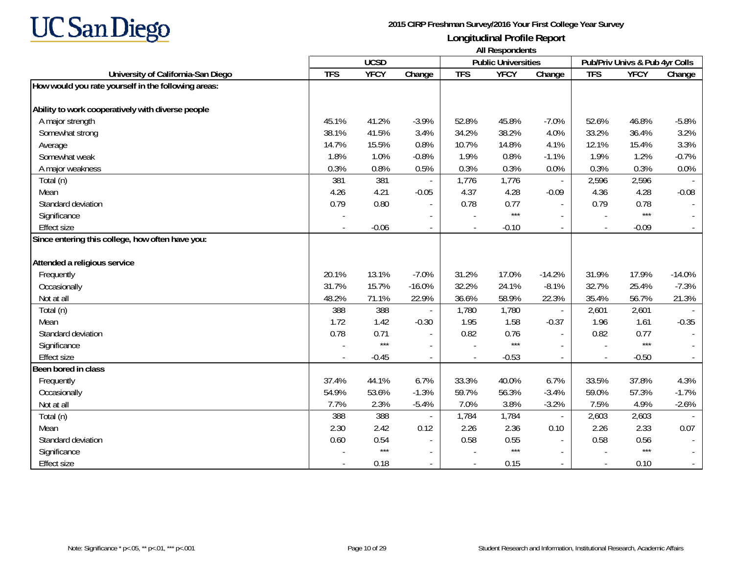# UC San Diego

**2015 CIRP Freshman Survey/2016 Your First College Year Survey**

**Longitudinal Profile Report**

**All Respondents**

| University of California-San Diego | UCSD | | | Public Universities | | | Pub/Priv Univs & Pub 4yr Colls | | |
|---|---|---|---|---|---|---|---|---|---|
| | TFS | YFCY | Change | TFS | YFCY | Change | TFS | YFCY | Change |
| **How would you rate yourself in the following areas:** | | | | | | | | | |
| **Ability to work cooperatively with diverse people** | | | | | | | | | |
| A major strength | 45.1% | 41.2% | -3.9% | 52.8% | 45.8% | -7.0% | 52.6% | 46.8% | -5.8% |
| Somewhat strong | 38.1% | 41.5% | 3.4% | 34.2% | 38.2% | 4.0% | 33.2% | 36.4% | 3.2% |
| Average | 14.7% | 15.5% | 0.8% | 10.7% | 14.8% | 4.1% | 12.1% | 15.4% | 3.3% |
| Somewhat weak | 1.8% | 1.0% | -0.8% | 1.9% | 0.8% | -1.1% | 1.9% | 1.2% | -0.7% |
| A major weakness | 0.3% | 0.8% | 0.5% | 0.3% | 0.3% | 0.0% | 0.3% | 0.3% | 0.0% |
| Total (n) | 381 | 381 | - | 1,776 | 1,776 | - | 2,596 | 2,596 | - |
| Mean | 4.26 | 4.21 | -0.05 | 4.37 | 4.28 | -0.09 | 4.36 | 4.28 | -0.08 |
| Standard deviation | 0.79 | 0.80 | - | 0.78 | 0.77 | - | 0.79 | 0.78 | - |
| Significance | - | | - | - | *** | - | - | *** | - |
| Effect size | - | -0.06 | - | - | -0.10 | - | - | -0.09 | - |
| **Since entering this college, how often have you:** | | | | | | | | | |
| **Attended a religious service** | | | | | | | | | |
| Frequently | 20.1% | 13.1% | -7.0% | 31.2% | 17.0% | -14.2% | 31.9% | 17.9% | -14.0% |
| Occasionally | 31.7% | 15.7% | -16.0% | 32.2% | 24.1% | -8.1% | 32.7% | 25.4% | -7.3% |
| Not at all | 48.2% | 71.1% | 22.9% | 36.6% | 58.9% | 22.3% | 35.4% | 56.7% | 21.3% |
| Total (n) | 388 | 388 | - | 1,780 | 1,780 | - | 2,601 | 2,601 | - |
| Mean | 1.72 | 1.42 | -0.30 | 1.95 | 1.58 | -0.37 | 1.96 | 1.61 | -0.35 |
| Standard deviation | 0.78 | 0.71 | - | 0.82 | 0.76 | - | 0.82 | 0.77 | - |
| Significance | - | *** | - | - | *** | - | - | *** | - |
| Effect size | - | -0.45 | - | - | -0.53 | - | - | -0.50 | - |
| **Been bored in class** | | | | | | | | | |
| Frequently | 37.4% | 44.1% | 6.7% | 33.3% | 40.0% | 6.7% | 33.5% | 37.8% | 4.3% |
| Occasionally | 54.9% | 53.6% | -1.3% | 59.7% | 56.3% | -3.4% | 59.0% | 57.3% | -1.7% |
| Not at all | 7.7% | 2.3% | -5.4% | 7.0% | 3.8% | -3.2% | 7.5% | 4.9% | -2.6% |
| Total (n) | 388 | 388 | - | 1,784 | 1,784 | - | 2,603 | 2,603 | - |
| Mean | 2.30 | 2.42 | 0.12 | 2.26 | 2.36 | 0.10 | 2.26 | 2.33 | 0.07 |
| Standard deviation | 0.60 | 0.54 | - | 0.58 | 0.55 | - | 0.58 | 0.56 | - |
| Significance | - | *** | - | - | *** | - | - | *** | - |
| Effect size | - | 0.18 | - | - | 0.15 | - | - | 0.10 | - |

Note: Significance * p<.05, ** p<.01, *** p<.001

Student Research and Information, Institutional Research, Academic Affairs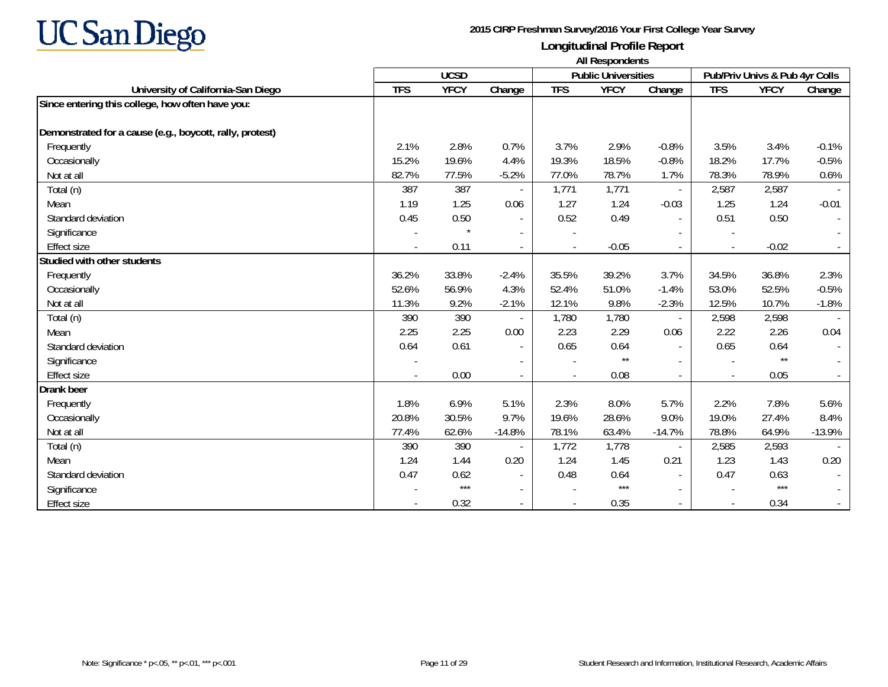**UC San Diego**

**2015 CIRP Freshman Survey/2016 Your First College Year Survey**

**Longitudinal Profile Report**

**All Respondents**

| | UCSD | | | Public Universities | | | Pub/Priv Univs & Pub 4yr Colls | | |
|---|---|---|---|---|---|---|---|---|---|
| **University of California-San Diego** | **TFS** | **YFCY** | **Change** | **TFS** | **YFCY** | **Change** | **TFS** | **YFCY** | **Change** |
| **Since entering this college, how often have you:** | | | | | | | | | |
| **Demonstrated for a cause (e.g., boycott, rally, protest)** | | | | | | | | | |
| Frequently | 2.1% | 2.8% | 0.7% | 3.7% | 2.9% | -0.8% | 3.5% | 3.4% | -0.1% |
| Occasionally | 15.2% | 19.6% | 4.4% | 19.3% | 18.5% | -0.8% | 18.2% | 17.7% | -0.5% |
| Not at all | 82.7% | 77.5% | -5.2% | 77.0% | 78.7% | 1.7% | 78.3% | 78.9% | 0.6% |
| Total (n) | 387 | 387 | - | 1,771 | 1,771 | - | 2,587 | 2,587 | - |
| Mean | 1.19 | 1.25 | 0.06 | 1.27 | 1.24 | -0.03 | 1.25 | 1.24 | -0.01 |
| Standard deviation | 0.45 | 0.50 | - | 0.52 | 0.49 | - | 0.51 | 0.50 | - |
| Significance | - | * | - | - | | - | - | | - |
| Effect size | - | 0.11 | - | - | -0.05 | - | - | -0.02 | - |
| **Studied with other students** | | | | | | | | | |
| Frequently | 36.2% | 33.8% | -2.4% | 35.5% | 39.2% | 3.7% | 34.5% | 36.8% | 2.3% |
| Occasionally | 52.6% | 56.9% | 4.3% | 52.4% | 51.0% | -1.4% | 53.0% | 52.5% | -0.5% |
| Not at all | 11.3% | 9.2% | -2.1% | 12.1% | 9.8% | -2.3% | 12.5% | 10.7% | -1.8% |
| Total (n) | 390 | 390 | - | 1,780 | 1,780 | - | 2,598 | 2,598 | - |
| Mean | 2.25 | 2.25 | 0.00 | 2.23 | 2.29 | 0.06 | 2.22 | 2.26 | 0.04 |
| Standard deviation | 0.64 | 0.61 | - | 0.65 | 0.64 | - | 0.65 | 0.64 | - |
| Significance | - | | - | - | ** | - | - | ** | - |
| Effect size | - | 0.00 | - | - | 0.08 | - | - | 0.05 | - |
| **Drank beer** | | | | | | | | | |
| Frequently | 1.8% | 6.9% | 5.1% | 2.3% | 8.0% | 5.7% | 2.2% | 7.8% | 5.6% |
| Occasionally | 20.8% | 30.5% | 9.7% | 19.6% | 28.6% | 9.0% | 19.0% | 27.4% | 8.4% |
| Not at all | 77.4% | 62.6% | -14.8% | 78.1% | 63.4% | -14.7% | 78.8% | 64.9% | -13.9% |
| Total (n) | 390 | 390 | - | 1,772 | 1,778 | - | 2,585 | 2,593 | - |
| Mean | 1.24 | 1.44 | 0.20 | 1.24 | 1.45 | 0.21 | 1.23 | 1.43 | 0.20 |
| Standard deviation | 0.47 | 0.62 | - | 0.48 | 0.64 | - | 0.47 | 0.63 | - |
| Significance | - | *** | - | - | *** | - | - | *** | - |
| Effect size | - | 0.32 | - | - | 0.35 | - | - | 0.34 | - |

Note: Significance * $p<.05$, ** $p<.01$, *** $p<.001$

Student Research and Information, Institutional Research, Academic Affairs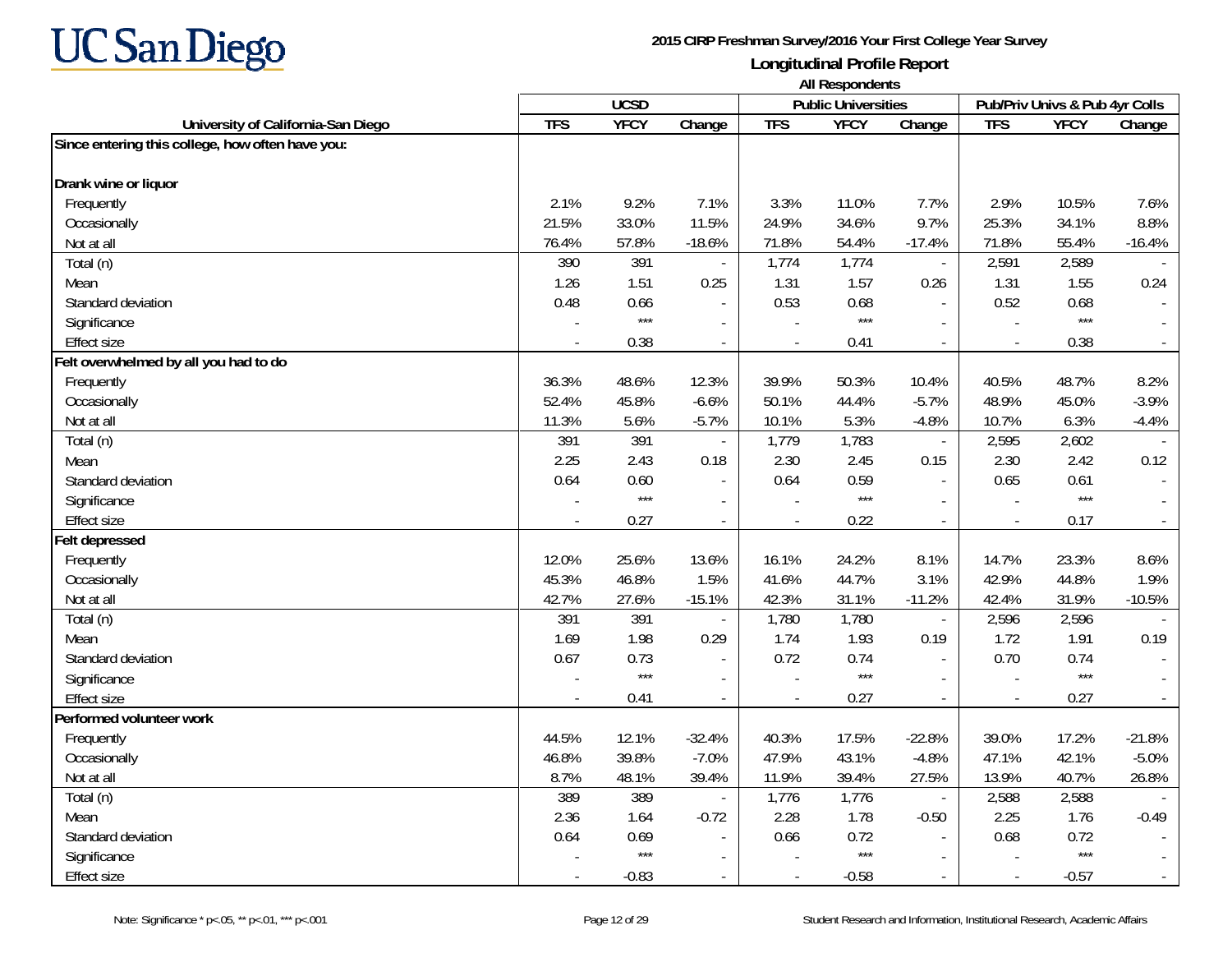UC San Diego

**2015 CIRP Freshman Survey/2016 Your First College Year Survey**

**Longitudinal Profile Report**

**All Respondents**

| University of California-San Diego | UCSD | | | Public Universities | | | Pub/Priv Univs & Pub 4yr Colls | | |
|---|---|---|---|---|---|---|---|---|---|
| | TFS | YFCY | Change | TFS | YFCY | Change | TFS | YFCY | Change |
| **Since entering this college, how often have you:** | | | | | | | | | |
| **Drank wine or liquor** | | | | | | | | | |
| Frequently | 2.1% | 9.2% | 7.1% | 3.3% | 11.0% | 7.7% | 2.9% | 10.5% | 7.6% |
| Occasionally | 21.5% | 33.0% | 11.5% | 24.9% | 34.6% | 9.7% | 25.3% | 34.1% | 8.8% |
| Not at all | 76.4% | 57.8% | -18.6% | 71.8% | 54.4% | -17.4% | 71.8% | 55.4% | -16.4% |
| Total (n) | 390 | 391 | - | 1,774 | 1,774 | - | 2,591 | 2,589 | - |
| Mean | 1.26 | 1.51 | 0.25 | 1.31 | 1.57 | 0.26 | 1.31 | 1.55 | 0.24 |
| Standard deviation | 0.48 | 0.66 | - | 0.53 | 0.68 | - | 0.52 | 0.68 | - |
| Significance | - | *** | - | - | *** | - | - | *** | - |
| Effect size | - | 0.38 | - | - | 0.41 | - | - | 0.38 | - |
| **Felt overwhelmed by all you had to do** | | | | | | | | | |
| Frequently | 36.3% | 48.6% | 12.3% | 39.9% | 50.3% | 10.4% | 40.5% | 48.7% | 8.2% |
| Occasionally | 52.4% | 45.8% | -6.6% | 50.1% | 44.4% | -5.7% | 48.9% | 45.0% | -3.9% |
| Not at all | 11.3% | 5.6% | -5.7% | 10.1% | 5.3% | -4.8% | 10.7% | 6.3% | -4.4% |
| Total (n) | 391 | 391 | - | 1,779 | 1,783 | - | 2,595 | 2,602 | - |
| Mean | 2.25 | 2.43 | 0.18 | 2.30 | 2.45 | 0.15 | 2.30 | 2.42 | 0.12 |
| Standard deviation | 0.64 | 0.60 | - | 0.64 | 0.59 | - | 0.65 | 0.61 | - |
| Significance | - | *** | - | - | *** | - | - | *** | - |
| Effect size | - | 0.27 | - | - | 0.22 | - | - | 0.17 | - |
| **Felt depressed** | | | | | | | | | |
| Frequently | 12.0% | 25.6% | 13.6% | 16.1% | 24.2% | 8.1% | 14.7% | 23.3% | 8.6% |
| Occasionally | 45.3% | 46.8% | 1.5% | 41.6% | 44.7% | 3.1% | 42.9% | 44.8% | 1.9% |
| Not at all | 42.7% | 27.6% | -15.1% | 42.3% | 31.1% | -11.2% | 42.4% | 31.9% | -10.5% |
| Total (n) | 391 | 391 | - | 1,780 | 1,780 | - | 2,596 | 2,596 | - |
| Mean | 1.69 | 1.98 | 0.29 | 1.74 | 1.93 | 0.19 | 1.72 | 1.91 | 0.19 |
| Standard deviation | 0.67 | 0.73 | - | 0.72 | 0.74 | - | 0.70 | 0.74 | - |
| Significance | - | *** | - | - | *** | - | - | *** | - |
| Effect size | - | 0.41 | - | - | 0.27 | - | - | 0.27 | - |
| **Performed volunteer work** | | | | | | | | | |
| Frequently | 44.5% | 12.1% | -32.4% | 40.3% | 17.5% | -22.8% | 39.0% | 17.2% | -21.8% |
| Occasionally | 46.8% | 39.8% | -7.0% | 47.9% | 43.1% | -4.8% | 47.1% | 42.1% | -5.0% |
| Not at all | 8.7% | 48.1% | 39.4% | 11.9% | 39.4% | 27.5% | 13.9% | 40.7% | 26.8% |
| Total (n) | 389 | 389 | - | 1,776 | 1,776 | - | 2,588 | 2,588 | - |
| Mean | 2.36 | 1.64 | -0.72 | 2.28 | 1.78 | -0.50 | 2.25 | 1.76 | -0.49 |
| Standard deviation | 0.64 | 0.69 | - | 0.66 | 0.72 | - | 0.68 | 0.72 | - |
| Significance | - | *** | - | - | *** | - | - | *** | - |
| Effect size | - | -0.83 | - | - | -0.58 | - | - | -0.57 | - |

Note: Significance * p<.05, ** p<.01, *** p<.001

Student Research and Information, Institutional Research, Academic Affairs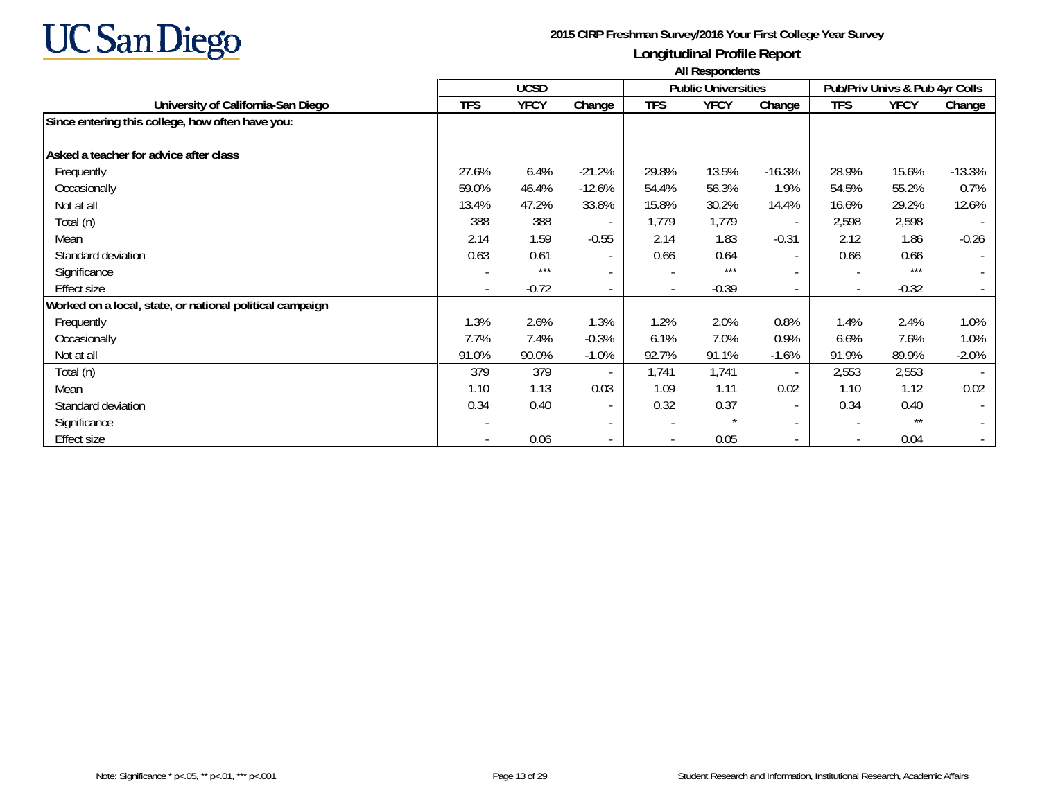**UC San Diego**

**2015 CIRP Freshman Survey/2016 Your First College Year Survey**

**Longitudinal Profile Report**

**All Respondents**

| University of California-San Diego | UCSD | | | Public Universities | | | Pub/Priv Univs & Pub 4yr Colls | | |
|---|---|---|---|---|---|---|---|---|---|
| | TFS | YFCY | Change | TFS | YFCY | Change | TFS | YFCY | Change |
| **Since entering this college, how often have you:** | | | | | | | | | |
| **Asked a teacher for advice after class** | | | | | | | | | |
| Frequently | 27.6% | 6.4% | -21.2% | 29.8% | 13.5% | -16.3% | 28.9% | 15.6% | -13.3% |
| Occasionally | 59.0% | 46.4% | -12.6% | 54.4% | 56.3% | 1.9% | 54.5% | 55.2% | 0.7% |
| Not at all | 13.4% | 47.2% | 33.8% | 15.8% | 30.2% | 14.4% | 16.6% | 29.2% | 12.6% |
| Total (n) | 388 | 388 | - | 1,779 | 1,779 | - | 2,598 | 2,598 | - |
| Mean | 2.14 | 1.59 | -0.55 | 2.14 | 1.83 | -0.31 | 2.12 | 1.86 | -0.26 |
| Standard deviation | 0.63 | 0.61 | - | 0.66 | 0.64 | - | 0.66 | 0.66 | - |
| Significance | - | *** | - | - | *** | - | - | *** | - |
| Effect size | - | -0.72 | - | - | -0.39 | - | - | -0.32 | - |
| **Worked on a local, state, or national political campaign** | | | | | | | | | |
| Frequently | 1.3% | 2.6% | 1.3% | 1.2% | 2.0% | 0.8% | 1.4% | 2.4% | 1.0% |
| Occasionally | 7.7% | 7.4% | -0.3% | 6.1% | 7.0% | 0.9% | 6.6% | 7.6% | 1.0% |
| Not at all | 91.0% | 90.0% | -1.0% | 92.7% | 91.1% | -1.6% | 91.9% | 89.9% | -2.0% |
| Total (n) | 379 | 379 | - | 1,741 | 1,741 | - | 2,553 | 2,553 | - |
| Mean | 1.10 | 1.13 | 0.03 | 1.09 | 1.11 | 0.02 | 1.10 | 1.12 | 0.02 |
| Standard deviation | 0.34 | 0.40 | - | 0.32 | 0.37 | - | 0.34 | 0.40 | - |
| Significance | - | | - | - | * | - | - | ** | - |
| Effect size | - | 0.06 | - | - | 0.05 | - | - | 0.04 | - |

Note: Significance * p<.05, ** p<.01, *** p<.001

Student Research and Information, Institutional Research, Academic Affairs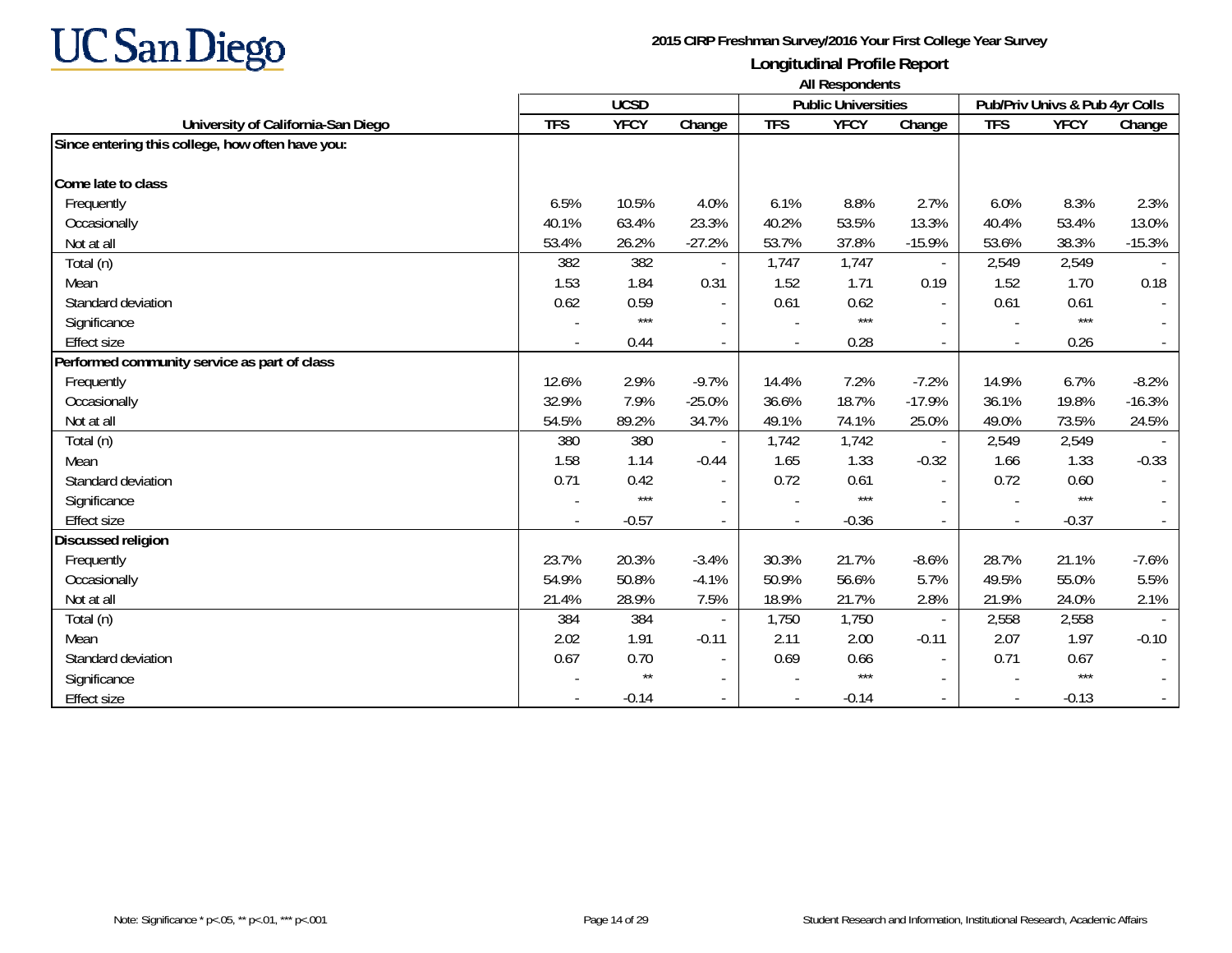UC San Diego

**2015 CIRP Freshman Survey/2016 Your First College Year Survey**

**Longitudinal Profile Report**

**All Respondents**

| | UCSD | | | Public Universities | | | Pub/Priv Univs & Pub 4yr Colls | | |
|---|---|---|---|---|---|---|---|---|---|
| **University of California-San Diego** | **TFS** | **YFCY** | **Change** | **TFS** | **YFCY** | **Change** | **TFS** | **YFCY** | **Change** |
| **Since entering this college, how often have you:** | | | | | | | | | |
| **Come late to class** | | | | | | | | | |
| Frequently | 6.5% | 10.5% | 4.0% | 6.1% | 8.8% | 2.7% | 6.0% | 8.3% | 2.3% |
| Occasionally | 40.1% | 63.4% | 23.3% | 40.2% | 53.5% | 13.3% | 40.4% | 53.4% | 13.0% |
| Not at all | 53.4% | 26.2% | -27.2% | 53.7% | 37.8% | -15.9% | 53.6% | 38.3% | -15.3% |
| Total (n) | 382 | 382 | - | 1,747 | 1,747 | - | 2,549 | 2,549 | - |
| Mean | 1.53 | 1.84 | 0.31 | 1.52 | 1.71 | 0.19 | 1.52 | 1.70 | 0.18 |
| Standard deviation | 0.62 | 0.59 | - | 0.61 | 0.62 | - | 0.61 | 0.61 | - |
| Significance | - | *** | - | - | *** | - | - | *** | - |
| Effect size | - | 0.44 | - | - | 0.28 | - | - | 0.26 | - |
| **Performed community service as part of class** | | | | | | | | | |
| Frequently | 12.6% | 2.9% | -9.7% | 14.4% | 7.2% | -7.2% | 14.9% | 6.7% | -8.2% |
| Occasionally | 32.9% | 7.9% | -25.0% | 36.6% | 18.7% | -17.9% | 36.1% | 19.8% | -16.3% |
| Not at all | 54.5% | 89.2% | 34.7% | 49.1% | 74.1% | 25.0% | 49.0% | 73.5% | 24.5% |
| Total (n) | 380 | 380 | - | 1,742 | 1,742 | - | 2,549 | 2,549 | - |
| Mean | 1.58 | 1.14 | -0.44 | 1.65 | 1.33 | -0.32 | 1.66 | 1.33 | -0.33 |
| Standard deviation | 0.71 | 0.42 | - | 0.72 | 0.61 | - | 0.72 | 0.60 | - |
| Significance | - | *** | - | - | *** | - | - | *** | - |
| Effect size | - | -0.57 | - | - | -0.36 | - | - | -0.37 | - |
| **Discussed religion** | | | | | | | | | |
| Frequently | 23.7% | 20.3% | -3.4% | 30.3% | 21.7% | -8.6% | 28.7% | 21.1% | -7.6% |
| Occasionally | 54.9% | 50.8% | -4.1% | 50.9% | 56.6% | 5.7% | 49.5% | 55.0% | 5.5% |
| Not at all | 21.4% | 28.9% | 7.5% | 18.9% | 21.7% | 2.8% | 21.9% | 24.0% | 2.1% |
| Total (n) | 384 | 384 | - | 1,750 | 1,750 | - | 2,558 | 2,558 | - |
| Mean | 2.02 | 1.91 | -0.11 | 2.11 | 2.00 | -0.11 | 2.07 | 1.97 | -0.10 |
| Standard deviation | 0.67 | 0.70 | - | 0.69 | 0.66 | - | 0.71 | 0.67 | - |
| Significance | - | ** | - | - | *** | - | - | *** | - |
| Effect size | - | -0.14 | - | - | -0.14 | - | - | -0.13 | - |

Note: Significance * $p<.05$, ** $p<.01$, *** $p<.001$

Student Research and Information, Institutional Research, Academic Affairs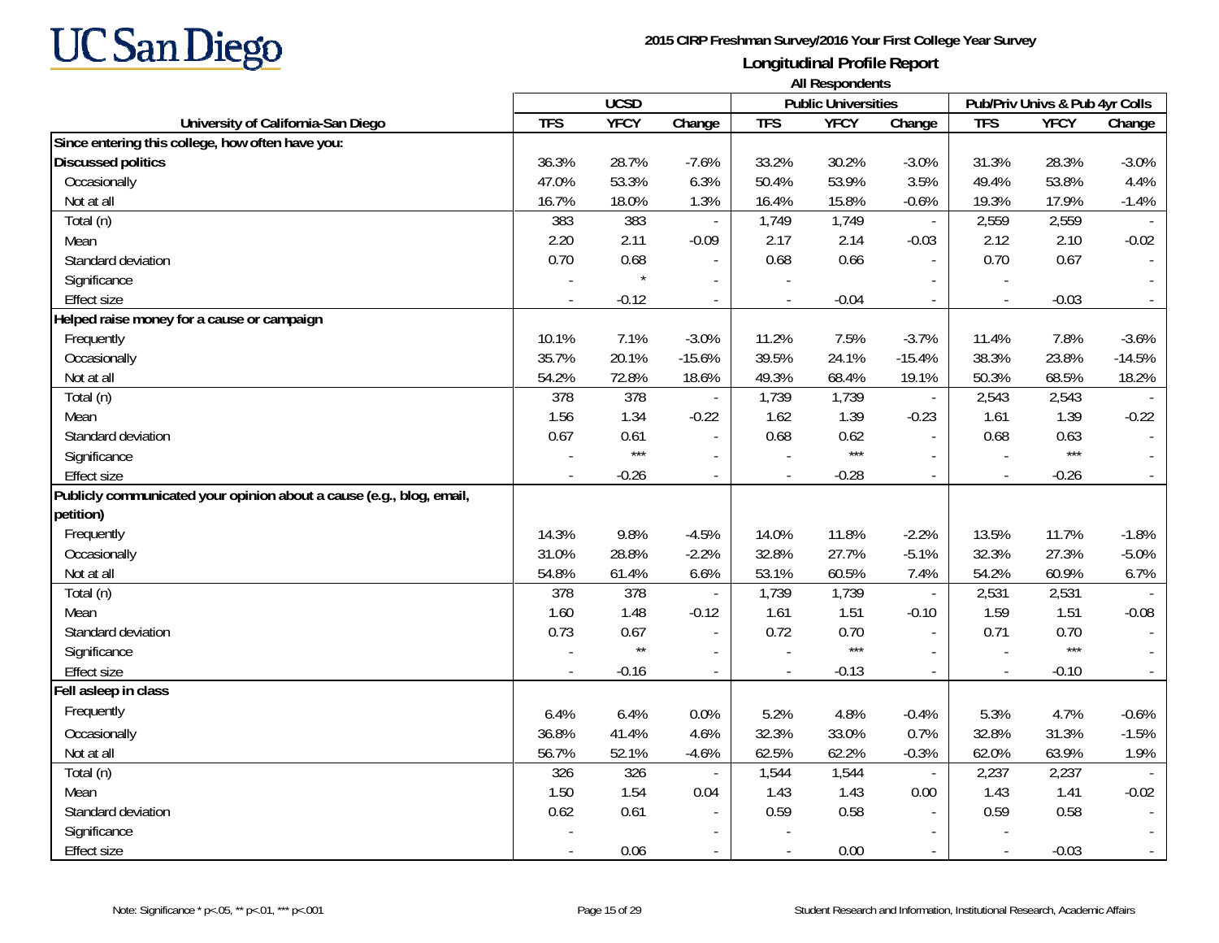**UC San Diego**

**2015 CIRP Freshman Survey/2016 Your First College Year Survey**

**Longitudinal Profile Report**

**All Respondents**

| University of California-San Diego | UCSD | | | Public Universities | | | Pub/Priv Univs & Pub 4yr Colls | | |
|---|---|---|---|---|---|---|---|---|---|
| | TFS | YFCY | Change | TFS | YFCY | Change | TFS | YFCY | Change |
| **Since entering this college, how often have you:** | | | | | | | | | |
| **Discussed politics** | 36.3% | 28.7% | -7.6% | 33.2% | 30.2% | -3.0% | 31.3% | 28.3% | -3.0% |
| Occasionally | 47.0% | 53.3% | 6.3% | 50.4% | 53.9% | 3.5% | 49.4% | 53.8% | 4.4% |
| Not at all | 16.7% | 18.0% | 1.3% | 16.4% | 15.8% | -0.6% | 19.3% | 17.9% | -1.4% |
| Total (n) | 383 | 383 | - | 1,749 | 1,749 | - | 2,559 | 2,559 | - |
| Mean | 2.20 | 2.11 | -0.09 | 2.17 | 2.14 | -0.03 | 2.12 | 2.10 | -0.02 |
| Standard deviation | 0.70 | 0.68 | - | 0.68 | 0.66 | - | 0.70 | 0.67 | - |
| Significance | - | * | - | - | | - | - | | - |
| Effect size | - | -0.12 | - | - | -0.04 | - | - | -0.03 | - |
| **Helped raise money for a cause or campaign** | | | | | | | | | |
| Frequently | 10.1% | 7.1% | -3.0% | 11.2% | 7.5% | -3.7% | 11.4% | 7.8% | -3.6% |
| Occasionally | 35.7% | 20.1% | -15.6% | 39.5% | 24.1% | -15.4% | 38.3% | 23.8% | -14.5% |
| Not at all | 54.2% | 72.8% | 18.6% | 49.3% | 68.4% | 19.1% | 50.3% | 68.5% | 18.2% |
| Total (n) | 378 | 378 | - | 1,739 | 1,739 | - | 2,543 | 2,543 | - |
| Mean | 1.56 | 1.34 | -0.22 | 1.62 | 1.39 | -0.23 | 1.61 | 1.39 | -0.22 |
| Standard deviation | 0.67 | 0.61 | - | 0.68 | 0.62 | - | 0.68 | 0.63 | - |
| Significance | - | *** | - | - | *** | - | - | *** | - |
| Effect size | - | -0.26 | - | - | -0.28 | - | - | -0.26 | - |
| **Publicly communicated your opinion about a cause (e.g., blog, email, petition)** | | | | | | | | | |
| Frequently | 14.3% | 9.8% | -4.5% | 14.0% | 11.8% | -2.2% | 13.5% | 11.7% | -1.8% |
| Occasionally | 31.0% | 28.8% | -2.2% | 32.8% | 27.7% | -5.1% | 32.3% | 27.3% | -5.0% |
| Not at all | 54.8% | 61.4% | 6.6% | 53.1% | 60.5% | 7.4% | 54.2% | 60.9% | 6.7% |
| Total (n) | 378 | 378 | - | 1,739 | 1,739 | - | 2,531 | 2,531 | - |
| Mean | 1.60 | 1.48 | -0.12 | 1.61 | 1.51 | -0.10 | 1.59 | 1.51 | -0.08 |
| Standard deviation | 0.73 | 0.67 | - | 0.72 | 0.70 | - | 0.71 | 0.70 | - |
| Significance | - | ** | - | - | *** | - | - | *** | - |
| Effect size | - | -0.16 | - | - | -0.13 | - | - | -0.10 | - |
| **Fell asleep in class** | | | | | | | | | |
| Frequently | 6.4% | 6.4% | 0.0% | 5.2% | 4.8% | -0.4% | 5.3% | 4.7% | -0.6% |
| Occasionally | 36.8% | 41.4% | 4.6% | 32.3% | 33.0% | 0.7% | 32.8% | 31.3% | -1.5% |
| Not at all | 56.7% | 52.1% | -4.6% | 62.5% | 62.2% | -0.3% | 62.0% | 63.9% | 1.9% |
| Total (n) | 326 | 326 | - | 1,544 | 1,544 | - | 2,237 | 2,237 | - |
| Mean | 1.50 | 1.54 | 0.04 | 1.43 | 1.43 | 0.00 | 1.43 | 1.41 | -0.02 |
| Standard deviation | 0.62 | 0.61 | - | 0.59 | 0.58 | - | 0.59 | 0.58 | - |
| Significance | - | | - | - | | - | - | | - |
| Effect size | - | 0.06 | - | - | 0.00 | - | - | -0.03 | - |

Note: Significance * p<.05, ** p<.01, *** p<.001

Student Research and Information, Institutional Research, Academic Affairs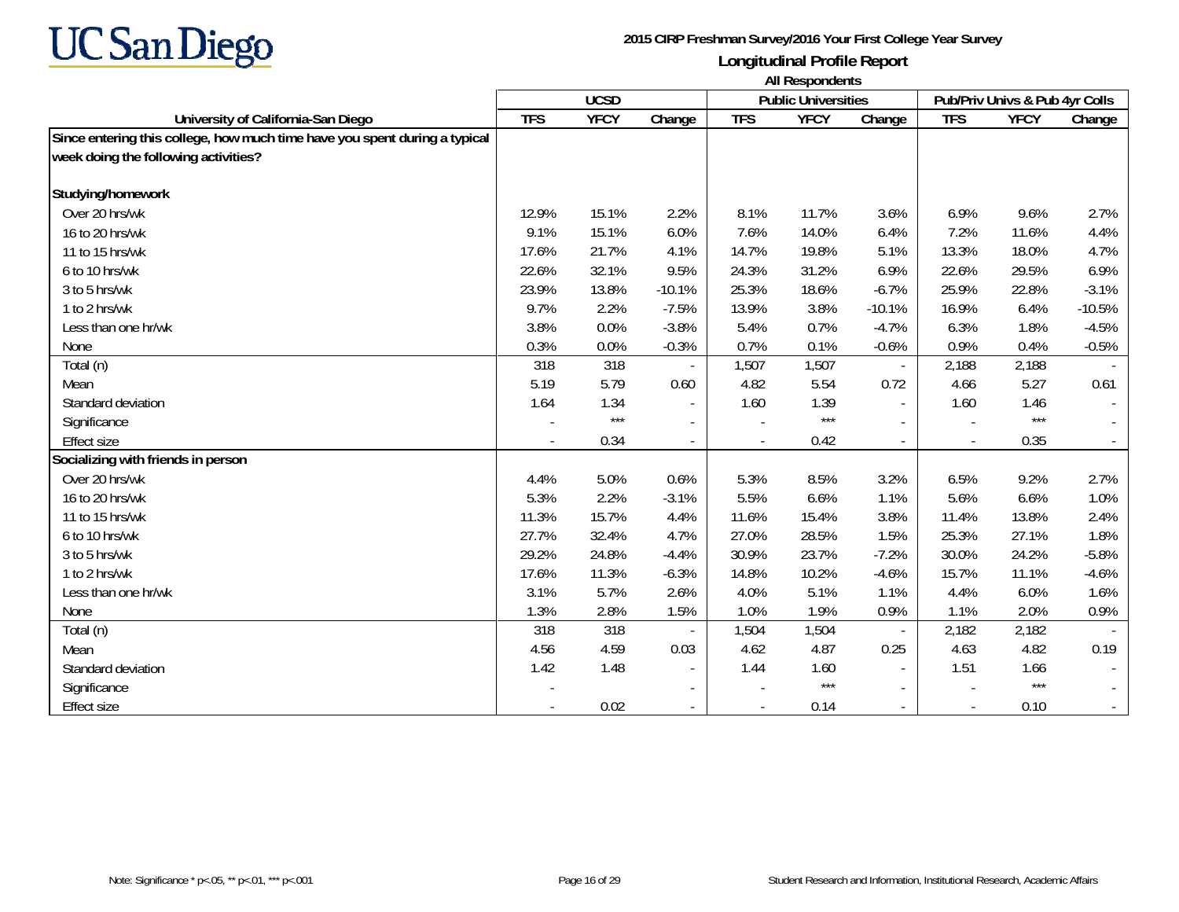# UC San Diego

**2015 CIRP Freshman Survey/2016 Your First College Year Survey**

**Longitudinal Profile Report**

**All Respondents**

| University of California-San Diego | UCSD | | | Public Universities | | | Pub/Priv Univs & Pub 4yr Colls | | |
|---|---|---|---|---|---|---|---|---|---|
| | TFS | YFCY | Change | TFS | YFCY | Change | TFS | YFCY | Change |
| **Since entering this college, how much time have you spent during a typical week doing the following activities?** | | | | | | | | | |
| **Studying/homework** | | | | | | | | | |
| Over 20 hrs/wk | 12.9% | 15.1% | 2.2% | 8.1% | 11.7% | 3.6% | 6.9% | 9.6% | 2.7% |
| 16 to 20 hrs/wk | 9.1% | 15.1% | 6.0% | 7.6% | 14.0% | 6.4% | 7.2% | 11.6% | 4.4% |
| 11 to 15 hrs/wk | 17.6% | 21.7% | 4.1% | 14.7% | 19.8% | 5.1% | 13.3% | 18.0% | 4.7% |
| 6 to 10 hrs/wk | 22.6% | 32.1% | 9.5% | 24.3% | 31.2% | 6.9% | 22.6% | 29.5% | 6.9% |
| 3 to 5 hrs/wk | 23.9% | 13.8% | -10.1% | 25.3% | 18.6% | -6.7% | 25.9% | 22.8% | -3.1% |
| 1 to 2 hrs/wk | 9.7% | 2.2% | -7.5% | 13.9% | 3.8% | -10.1% | 16.9% | 6.4% | -10.5% |
| Less than one hr/wk | 3.8% | 0.0% | -3.8% | 5.4% | 0.7% | -4.7% | 6.3% | 1.8% | -4.5% |
| None | 0.3% | 0.0% | -0.3% | 0.7% | 0.1% | -0.6% | 0.9% | 0.4% | -0.5% |
| Total (n) | 318 | 318 | - | 1,507 | 1,507 | - | 2,188 | 2,188 | - |
| Mean | 5.19 | 5.79 | 0.60 | 4.82 | 5.54 | 0.72 | 4.66 | 5.27 | 0.61 |
| Standard deviation | 1.64 | 1.34 | - | 1.60 | 1.39 | - | 1.60 | 1.46 | - |
| Significance | - | *** | - | - | *** | - | - | *** | - |
| Effect size | - | 0.34 | - | - | 0.42 | - | - | 0.35 | - |
| **Socializing with friends in person** | | | | | | | | | |
| Over 20 hrs/wk | 4.4% | 5.0% | 0.6% | 5.3% | 8.5% | 3.2% | 6.5% | 9.2% | 2.7% |
| 16 to 20 hrs/wk | 5.3% | 2.2% | -3.1% | 5.5% | 6.6% | 1.1% | 5.6% | 6.6% | 1.0% |
| 11 to 15 hrs/wk | 11.3% | 15.7% | 4.4% | 11.6% | 15.4% | 3.8% | 11.4% | 13.8% | 2.4% |
| 6 to 10 hrs/wk | 27.7% | 32.4% | 4.7% | 27.0% | 28.5% | 1.5% | 25.3% | 27.1% | 1.8% |
| 3 to 5 hrs/wk | 29.2% | 24.8% | -4.4% | 30.9% | 23.7% | -7.2% | 30.0% | 24.2% | -5.8% |
| 1 to 2 hrs/wk | 17.6% | 11.3% | -6.3% | 14.8% | 10.2% | -4.6% | 15.7% | 11.1% | -4.6% |
| Less than one hr/wk | 3.1% | 5.7% | 2.6% | 4.0% | 5.1% | 1.1% | 4.4% | 6.0% | 1.6% |
| None | 1.3% | 2.8% | 1.5% | 1.0% | 1.9% | 0.9% | 1.1% | 2.0% | 0.9% |
| Total (n) | 318 | 318 | - | 1,504 | 1,504 | - | 2,182 | 2,182 | - |
| Mean | 4.56 | 4.59 | 0.03 | 4.62 | 4.87 | 0.25 | 4.63 | 4.82 | 0.19 |
| Standard deviation | 1.42 | 1.48 | - | 1.44 | 1.60 | - | 1.51 | 1.66 | - |
| Significance | - | | - | - | *** | - | - | *** | - |
| Effect size | - | 0.02 | - | - | 0.14 | - | - | 0.10 | - |

Note: Significance * p<.05, ** p<.01, *** p<.001

Student Research and Information, Institutional Research, Academic Affairs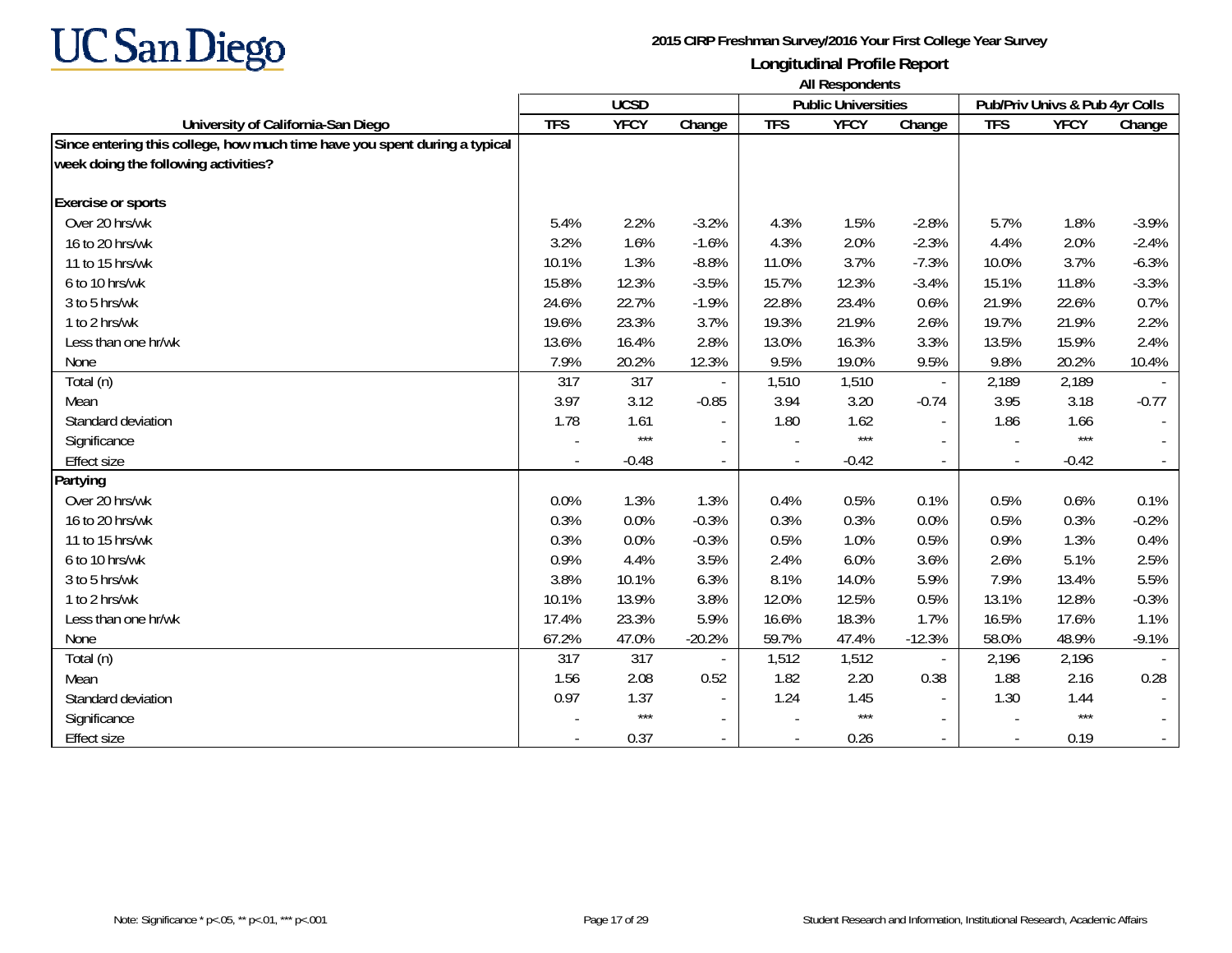UC San Diego

**2015 CIRP Freshman Survey/2016 Your First College Year Survey**

**Longitudinal Profile Report**

**All Respondents**

| University of California-San Diego | UCSD | | | Public Universities | | | Pub/Priv Univs & Pub 4yr Colls | | |
|---|---|---|---|---|---|---|---|---|---|
| | TFS | YFCY | Change | TFS | YFCY | Change | TFS | YFCY | Change |
| **Since entering this college, how much time have you spent during a typical week doing the following activities?** | | | | | | | | | |
| **Exercise or sports** | | | | | | | | | |
| Over 20 hrs/wk | 5.4% | 2.2% | -3.2% | 4.3% | 1.5% | -2.8% | 5.7% | 1.8% | -3.9% |
| 16 to 20 hrs/wk | 3.2% | 1.6% | -1.6% | 4.3% | 2.0% | -2.3% | 4.4% | 2.0% | -2.4% |
| 11 to 15 hrs/wk | 10.1% | 1.3% | -8.8% | 11.0% | 3.7% | -7.3% | 10.0% | 3.7% | -6.3% |
| 6 to 10 hrs/wk | 15.8% | 12.3% | -3.5% | 15.7% | 12.3% | -3.4% | 15.1% | 11.8% | -3.3% |
| 3 to 5 hrs/wk | 24.6% | 22.7% | -1.9% | 22.8% | 23.4% | 0.6% | 21.9% | 22.6% | 0.7% |
| 1 to 2 hrs/wk | 19.6% | 23.3% | 3.7% | 19.3% | 21.9% | 2.6% | 19.7% | 21.9% | 2.2% |
| Less than one hr/wk | 13.6% | 16.4% | 2.8% | 13.0% | 16.3% | 3.3% | 13.5% | 15.9% | 2.4% |
| None | 7.9% | 20.2% | 12.3% | 9.5% | 19.0% | 9.5% | 9.8% | 20.2% | 10.4% |
| Total (n) | 317 | 317 | - | 1,510 | 1,510 | - | 2,189 | 2,189 | - |
| Mean | 3.97 | 3.12 | -0.85 | 3.94 | 3.20 | -0.74 | 3.95 | 3.18 | -0.77 |
| Standard deviation | 1.78 | 1.61 | - | 1.80 | 1.62 | - | 1.86 | 1.66 | - |
| Significance | - | *** | - | - | *** | - | - | *** | - |
| Effect size | - | -0.48 | - | - | -0.42 | - | - | -0.42 | - |
| **Partying** | | | | | | | | | |
| Over 20 hrs/wk | 0.0% | 1.3% | 1.3% | 0.4% | 0.5% | 0.1% | 0.5% | 0.6% | 0.1% |
| 16 to 20 hrs/wk | 0.3% | 0.0% | -0.3% | 0.3% | 0.3% | 0.0% | 0.5% | 0.3% | -0.2% |
| 11 to 15 hrs/wk | 0.3% | 0.0% | -0.3% | 0.5% | 1.0% | 0.5% | 0.9% | 1.3% | 0.4% |
| 6 to 10 hrs/wk | 0.9% | 4.4% | 3.5% | 2.4% | 6.0% | 3.6% | 2.6% | 5.1% | 2.5% |
| 3 to 5 hrs/wk | 3.8% | 10.1% | 6.3% | 8.1% | 14.0% | 5.9% | 7.9% | 13.4% | 5.5% |
| 1 to 2 hrs/wk | 10.1% | 13.9% | 3.8% | 12.0% | 12.5% | 0.5% | 13.1% | 12.8% | -0.3% |
| Less than one hr/wk | 17.4% | 23.3% | 5.9% | 16.6% | 18.3% | 1.7% | 16.5% | 17.6% | 1.1% |
| None | 67.2% | 47.0% | -20.2% | 59.7% | 47.4% | -12.3% | 58.0% | 48.9% | -9.1% |
| Total (n) | 317 | 317 | - | 1,512 | 1,512 | - | 2,196 | 2,196 | - |
| Mean | 1.56 | 2.08 | 0.52 | 1.82 | 2.20 | 0.38 | 1.88 | 2.16 | 0.28 |
| Standard deviation | 0.97 | 1.37 | - | 1.24 | 1.45 | - | 1.30 | 1.44 | - |
| Significance | - | *** | - | - | *** | - | - | *** | - |
| Effect size | - | 0.37 | - | - | 0.26 | - | - | 0.19 | - |

Note: Significance * p<.05, ** p<.01, *** p<.001

Student Research and Information, Institutional Research, Academic Affairs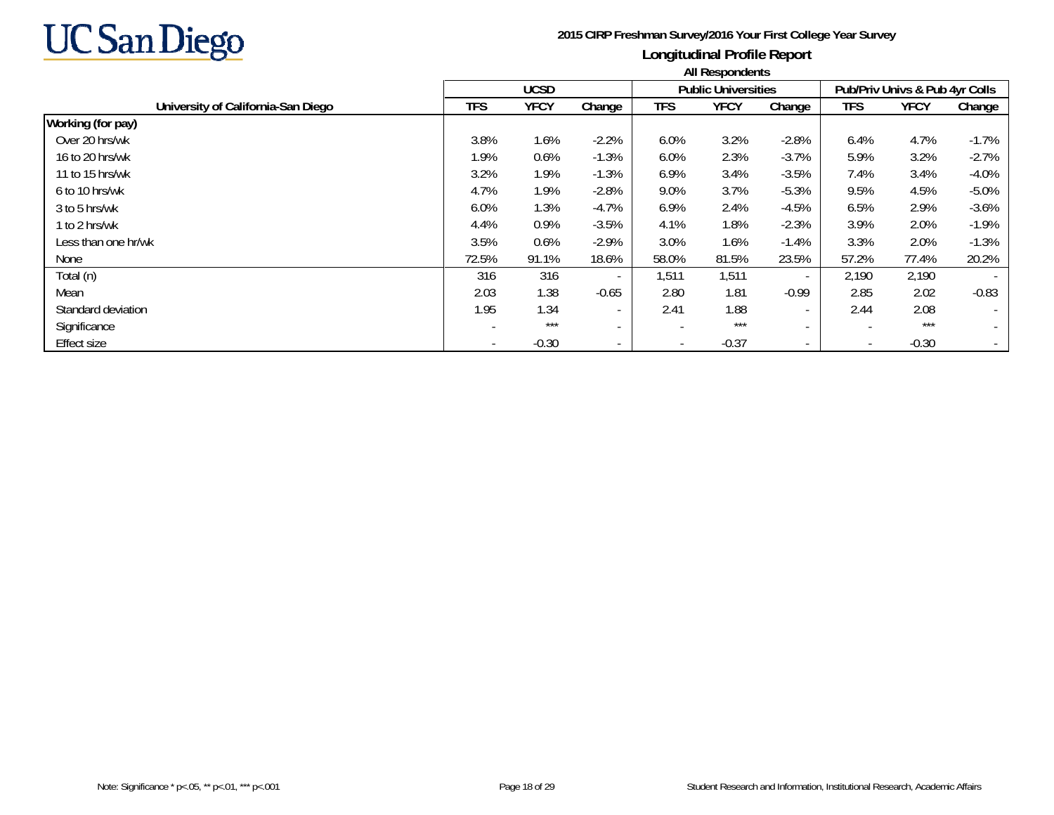**UC San Diego**

**2015 CIRP Freshman Survey/2016 Your First College Year Survey**

**Longitudinal Profile Report**

**All Respondents**

| University of California-San Diego | UCSD | | | Public Universities | | | Pub/Priv Univs & Pub 4yr Colls | | |
|---|---|---|---|---|---|---|---|---|---|
| | TFS | YFCY | Change | TFS | YFCY | Change | TFS | YFCY | Change |
| **Working (for pay)** | | | | | | | | | |
| Over 20 hrs/wk | 3.8% | 1.6% | -2.2% | 6.0% | 3.2% | -2.8% | 6.4% | 4.7% | -1.7% |
| 16 to 20 hrs/wk | 1.9% | 0.6% | -1.3% | 6.0% | 2.3% | -3.7% | 5.9% | 3.2% | -2.7% |
| 11 to 15 hrs/wk | 3.2% | 1.9% | -1.3% | 6.9% | 3.4% | -3.5% | 7.4% | 3.4% | -4.0% |
| 6 to 10 hrs/wk | 4.7% | 1.9% | -2.8% | 9.0% | 3.7% | -5.3% | 9.5% | 4.5% | -5.0% |
| 3 to 5 hrs/wk | 6.0% | 1.3% | -4.7% | 6.9% | 2.4% | -4.5% | 6.5% | 2.9% | -3.6% |
| 1 to 2 hrs/wk | 4.4% | 0.9% | -3.5% | 4.1% | 1.8% | -2.3% | 3.9% | 2.0% | -1.9% |
| Less than one hr/wk | 3.5% | 0.6% | -2.9% | 3.0% | 1.6% | -1.4% | 3.3% | 2.0% | -1.3% |
| None | 72.5% | 91.1% | 18.6% | 58.0% | 81.5% | 23.5% | 57.2% | 77.4% | 20.2% |
| Total (n) | 316 | 316 | - | 1,511 | 1,511 | - | 2,190 | 2,190 | - |
| Mean | 2.03 | 1.38 | -0.65 | 2.80 | 1.81 | -0.99 | 2.85 | 2.02 | -0.83 |
| Standard deviation | 1.95 | 1.34 | - | 2.41 | 1.88 | - | 2.44 | 2.08 | - |
| Significance | - | *** | - | - | *** | - | - | *** | - |
| Effect size | - | -0.30 | - | - | -0.37 | - | - | -0.30 | - |

Note: Significance * p<.05, ** p<.01, *** p<.001

Student Research and Information, Institutional Research, Academic Affairs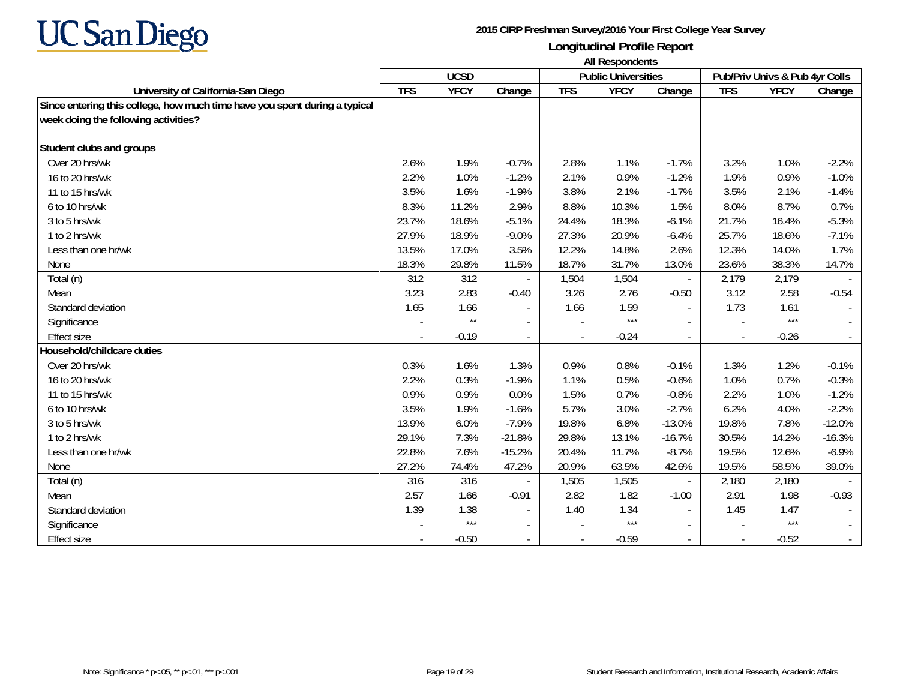# UC San Diego

**2015 CIRP Freshman Survey/2016 Your First College Year Survey**

**Longitudinal Profile Report**

**All Respondents**

| | UCSD | | | Public Universities | | | Pub/Priv Univs & Pub 4yr Colls | | |
|---|---|---|---|---|---|---|---|---|---|
| **University of California-San Diego** | **TFS** | **YFCY** | **Change** | **TFS** | **YFCY** | **Change** | **TFS** | **YFCY** | **Change** |
| **Since entering this college, how much time have you spent during a typical week doing the following activities?** | | | | | | | | | |
| **Student clubs and groups** | | | | | | | | | |
| Over 20 hrs/wk | 2.6% | 1.9% | -0.7% | 2.8% | 1.1% | -1.7% | 3.2% | 1.0% | -2.2% |
| 16 to 20 hrs/wk | 2.2% | 1.0% | -1.2% | 2.1% | 0.9% | -1.2% | 1.9% | 0.9% | -1.0% |
| 11 to 15 hrs/wk | 3.5% | 1.6% | -1.9% | 3.8% | 2.1% | -1.7% | 3.5% | 2.1% | -1.4% |
| 6 to 10 hrs/wk | 8.3% | 11.2% | 2.9% | 8.8% | 10.3% | 1.5% | 8.0% | 8.7% | 0.7% |
| 3 to 5 hrs/wk | 23.7% | 18.6% | -5.1% | 24.4% | 18.3% | -6.1% | 21.7% | 16.4% | -5.3% |
| 1 to 2 hrs/wk | 27.9% | 18.9% | -9.0% | 27.3% | 20.9% | -6.4% | 25.7% | 18.6% | -7.1% |
| Less than one hr/wk | 13.5% | 17.0% | 3.5% | 12.2% | 14.8% | 2.6% | 12.3% | 14.0% | 1.7% |
| None | 18.3% | 29.8% | 11.5% | 18.7% | 31.7% | 13.0% | 23.6% | 38.3% | 14.7% |
| Total (n) | 312 | 312 | - | 1,504 | 1,504 | - | 2,179 | 2,179 | - |
| Mean | 3.23 | 2.83 | -0.40 | 3.26 | 2.76 | -0.50 | 3.12 | 2.58 | -0.54 |
| Standard deviation | 1.65 | 1.66 | - | 1.66 | 1.59 | - | 1.73 | 1.61 | - |
| Significance | - | ** | - | - | *** | - | - | *** | - |
| Effect size | - | -0.19 | - | - | -0.24 | - | - | -0.26 | - |
| **Household/childcare duties** | | | | | | | | | |
| Over 20 hrs/wk | 0.3% | 1.6% | 1.3% | 0.9% | 0.8% | -0.1% | 1.3% | 1.2% | -0.1% |
| 16 to 20 hrs/wk | 2.2% | 0.3% | -1.9% | 1.1% | 0.5% | -0.6% | 1.0% | 0.7% | -0.3% |
| 11 to 15 hrs/wk | 0.9% | 0.9% | 0.0% | 1.5% | 0.7% | -0.8% | 2.2% | 1.0% | -1.2% |
| 6 to 10 hrs/wk | 3.5% | 1.9% | -1.6% | 5.7% | 3.0% | -2.7% | 6.2% | 4.0% | -2.2% |
| 3 to 5 hrs/wk | 13.9% | 6.0% | -7.9% | 19.8% | 6.8% | -13.0% | 19.8% | 7.8% | -12.0% |
| 1 to 2 hrs/wk | 29.1% | 7.3% | -21.8% | 29.8% | 13.1% | -16.7% | 30.5% | 14.2% | -16.3% |
| Less than one hr/wk | 22.8% | 7.6% | -15.2% | 20.4% | 11.7% | -8.7% | 19.5% | 12.6% | -6.9% |
| None | 27.2% | 74.4% | 47.2% | 20.9% | 63.5% | 42.6% | 19.5% | 58.5% | 39.0% |
| Total (n) | 316 | 316 | - | 1,505 | 1,505 | - | 2,180 | 2,180 | - |
| Mean | 2.57 | 1.66 | -0.91 | 2.82 | 1.82 | -1.00 | 2.91 | 1.98 | -0.93 |
| Standard deviation | 1.39 | 1.38 | - | 1.40 | 1.34 | - | 1.45 | 1.47 | - |
| Significance | - | *** | - | - | *** | - | - | *** | - |
| Effect size | - | -0.50 | - | - | -0.59 | - | - | -0.52 | - |

Note: Significance * $p<.05$, ** $p<.01$, *** $p<.001$

Student Research and Information, Institutional Research, Academic Affairs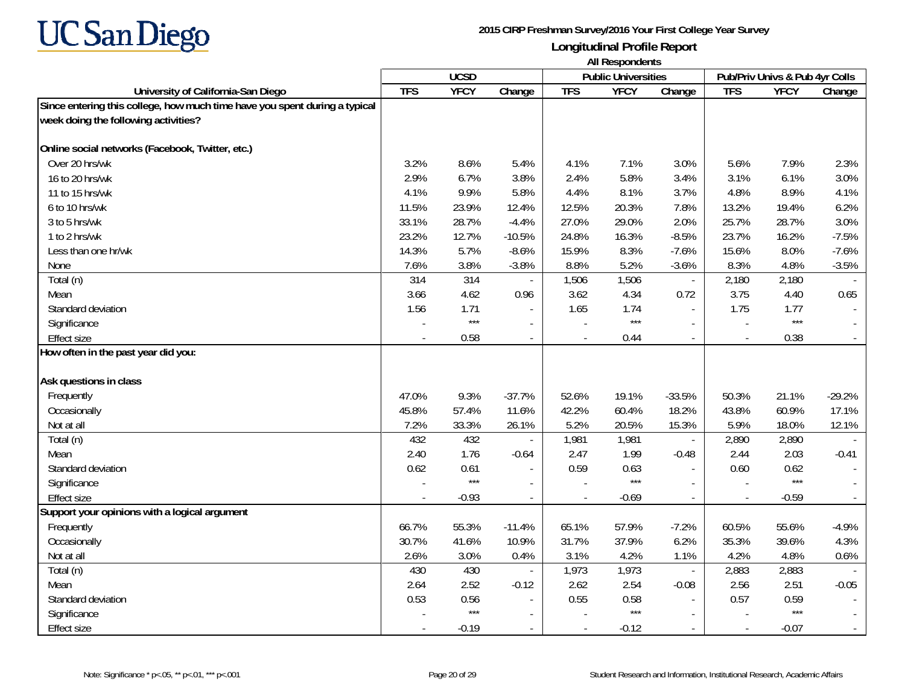# UC San Diego

**2015 CIRP Freshman Survey/2016 Your First College Year Survey**

**Longitudinal Profile Report**

**All Respondents**

| University of California-San Diego | UCSD | | | Public Universities | | | Pub/Priv Univs & Pub 4yr Colls | | |
|---|---|---|---|---|---|---|---|---|---|
| | TFS | YFCY | Change | TFS | YFCY | Change | TFS | YFCY | Change |
| **Since entering this college, how much time have you spent during a typical week doing the following activities?** | | | | | | | | | |
| **Online social networks (Facebook, Twitter, etc.)** | | | | | | | | | |
| Over 20 hrs/wk | 3.2% | 8.6% | 5.4% | 4.1% | 7.1% | 3.0% | 5.6% | 7.9% | 2.3% |
| 16 to 20 hrs/wk | 2.9% | 6.7% | 3.8% | 2.4% | 5.8% | 3.4% | 3.1% | 6.1% | 3.0% |
| 11 to 15 hrs/wk | 4.1% | 9.9% | 5.8% | 4.4% | 8.1% | 3.7% | 4.8% | 8.9% | 4.1% |
| 6 to 10 hrs/wk | 11.5% | 23.9% | 12.4% | 12.5% | 20.3% | 7.8% | 13.2% | 19.4% | 6.2% |
| 3 to 5 hrs/wk | 33.1% | 28.7% | -4.4% | 27.0% | 29.0% | 2.0% | 25.7% | 28.7% | 3.0% |
| 1 to 2 hrs/wk | 23.2% | 12.7% | -10.5% | 24.8% | 16.3% | -8.5% | 23.7% | 16.2% | -7.5% |
| Less than one hr/wk | 14.3% | 5.7% | -8.6% | 15.9% | 8.3% | -7.6% | 15.6% | 8.0% | -7.6% |
| None | 7.6% | 3.8% | -3.8% | 8.8% | 5.2% | -3.6% | 8.3% | 4.8% | -3.5% |
| Total (n) | 314 | 314 | - | 1,506 | 1,506 | - | 2,180 | 2,180 | - |
| Mean | 3.66 | 4.62 | 0.96 | 3.62 | 4.34 | 0.72 | 3.75 | 4.40 | 0.65 |
| Standard deviation | 1.56 | 1.71 | - | 1.65 | 1.74 | - | 1.75 | 1.77 | - |
| Significance | - | *** | - | - | *** | - | - | *** | - |
| Effect size | - | 0.58 | - | - | 0.44 | - | - | 0.38 | - |
| **How often in the past year did you:** | | | | | | | | | |
| **Ask questions in class** | | | | | | | | | |
| Frequently | 47.0% | 9.3% | -37.7% | 52.6% | 19.1% | -33.5% | 50.3% | 21.1% | -29.2% |
| Occasionally | 45.8% | 57.4% | 11.6% | 42.2% | 60.4% | 18.2% | 43.8% | 60.9% | 17.1% |
| Not at all | 7.2% | 33.3% | 26.1% | 5.2% | 20.5% | 15.3% | 5.9% | 18.0% | 12.1% |
| Total (n) | 432 | 432 | - | 1,981 | 1,981 | - | 2,890 | 2,890 | - |
| Mean | 2.40 | 1.76 | -0.64 | 2.47 | 1.99 | -0.48 | 2.44 | 2.03 | -0.41 |
| Standard deviation | 0.62 | 0.61 | - | 0.59 | 0.63 | - | 0.60 | 0.62 | - |
| Significance | - | *** | - | - | *** | - | - | *** | - |
| Effect size | - | -0.93 | - | - | -0.69 | - | - | -0.59 | - |
| **Support your opinions with a logical argument** | | | | | | | | | |
| Frequently | 66.7% | 55.3% | -11.4% | 65.1% | 57.9% | -7.2% | 60.5% | 55.6% | -4.9% |
| Occasionally | 30.7% | 41.6% | 10.9% | 31.7% | 37.9% | 6.2% | 35.3% | 39.6% | 4.3% |
| Not at all | 2.6% | 3.0% | 0.4% | 3.1% | 4.2% | 1.1% | 4.2% | 4.8% | 0.6% |
| Total (n) | 430 | 430 | - | 1,973 | 1,973 | - | 2,883 | 2,883 | - |
| Mean | 2.64 | 2.52 | -0.12 | 2.62 | 2.54 | -0.08 | 2.56 | 2.51 | -0.05 |
| Standard deviation | 0.53 | 0.56 | - | 0.55 | 0.58 | - | 0.57 | 0.59 | - |
| Significance | - | *** | - | - | *** | - | - | *** | - |
| Effect size | - | -0.19 | - | - | -0.12 | - | - | -0.07 | - |

Note: Significance * p<.05, ** p<.01, *** p<.001

Student Research and Information, Institutional Research, Academic Affairs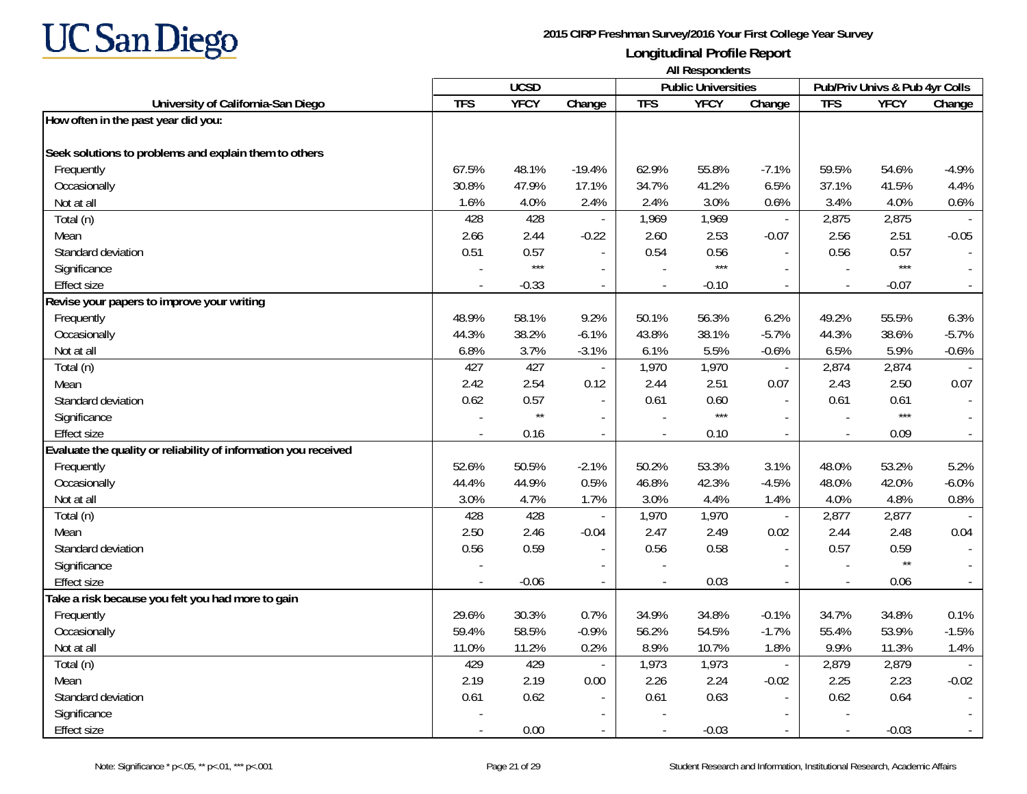**UC San Diego**

**2015 CIRP Freshman Survey/2016 Your First College Year Survey**

**Longitudinal Profile Report**

**All Respondents**

| University of California-San Diego | UCSD | | | Public Universities | | | Pub/Priv Univs & Pub 4yr Colls | | |
|---|---|---|---|---|---|---|---|---|---|
| | TFS | YFCY | Change | TFS | YFCY | Change | TFS | YFCY | Change |
| **How often in the past year did you:** | | | | | | | | | |
| **Seek solutions to problems and explain them to others** | | | | | | | | | |
| Frequently | 67.5% | 48.1% | -19.4% | 62.9% | 55.8% | -7.1% | 59.5% | 54.6% | -4.9% |
| Occasionally | 30.8% | 47.9% | 17.1% | 34.7% | 41.2% | 6.5% | 37.1% | 41.5% | 4.4% |
| Not at all | 1.6% | 4.0% | 2.4% | 2.4% | 3.0% | 0.6% | 3.4% | 4.0% | 0.6% |
| Total (n) | 428 | 428 | - | 1,969 | 1,969 | - | 2,875 | 2,875 | - |
| Mean | 2.66 | 2.44 | -0.22 | 2.60 | 2.53 | -0.07 | 2.56 | 2.51 | -0.05 |
| Standard deviation | 0.51 | 0.57 | - | 0.54 | 0.56 | - | 0.56 | 0.57 | - |
| Significance | - | *** | - | - | *** | - | - | *** | - |
| Effect size | - | -0.33 | - | - | -0.10 | - | - | -0.07 | - |
| **Revise your papers to improve your writing** | | | | | | | | | |
| Frequently | 48.9% | 58.1% | 9.2% | 50.1% | 56.3% | 6.2% | 49.2% | 55.5% | 6.3% |
| Occasionally | 44.3% | 38.2% | -6.1% | 43.8% | 38.1% | -5.7% | 44.3% | 38.6% | -5.7% |
| Not at all | 6.8% | 3.7% | -3.1% | 6.1% | 5.5% | -0.6% | 6.5% | 5.9% | -0.6% |
| Total (n) | 427 | 427 | - | 1,970 | 1,970 | - | 2,874 | 2,874 | - |
| Mean | 2.42 | 2.54 | 0.12 | 2.44 | 2.51 | 0.07 | 2.43 | 2.50 | 0.07 |
| Standard deviation | 0.62 | 0.57 | - | 0.61 | 0.60 | - | 0.61 | 0.61 | - |
| Significance | - | ** | - | - | *** | - | - | *** | - |
| Effect size | - | 0.16 | - | - | 0.10 | - | - | 0.09 | - |
| **Evaluate the quality or reliability of information you received** | | | | | | | | | |
| Frequently | 52.6% | 50.5% | -2.1% | 50.2% | 53.3% | 3.1% | 48.0% | 53.2% | 5.2% |
| Occasionally | 44.4% | 44.9% | 0.5% | 46.8% | 42.3% | -4.5% | 48.0% | 42.0% | -6.0% |
| Not at all | 3.0% | 4.7% | 1.7% | 3.0% | 4.4% | 1.4% | 4.0% | 4.8% | 0.8% |
| Total (n) | 428 | 428 | - | 1,970 | 1,970 | - | 2,877 | 2,877 | - |
| Mean | 2.50 | 2.46 | -0.04 | 2.47 | 2.49 | 0.02 | 2.44 | 2.48 | 0.04 |
| Standard deviation | 0.56 | 0.59 | - | 0.56 | 0.58 | - | 0.57 | 0.59 | - |
| Significance | - | | - | - | | - | - | ** | - |
| Effect size | - | -0.06 | - | - | 0.03 | - | - | 0.06 | - |
| **Take a risk because you felt you had more to gain** | | | | | | | | | |
| Frequently | 29.6% | 30.3% | 0.7% | 34.9% | 34.8% | -0.1% | 34.7% | 34.8% | 0.1% |
| Occasionally | 59.4% | 58.5% | -0.9% | 56.2% | 54.5% | -1.7% | 55.4% | 53.9% | -1.5% |
| Not at all | 11.0% | 11.2% | 0.2% | 8.9% | 10.7% | 1.8% | 9.9% | 11.3% | 1.4% |
| Total (n) | 429 | 429 | - | 1,973 | 1,973 | - | 2,879 | 2,879 | - |
| Mean | 2.19 | 2.19 | 0.00 | 2.26 | 2.24 | -0.02 | 2.25 | 2.23 | -0.02 |
| Standard deviation | 0.61 | 0.62 | - | 0.61 | 0.63 | - | 0.62 | 0.64 | - |
| Significance | - | | - | - | | - | - | | - |
| Effect size | - | 0.00 | - | - | -0.03 | - | - | -0.03 | - |

Note: Significance * p<.05, ** p<.01, *** p<.001

Student Research and Information, Institutional Research, Academic Affairs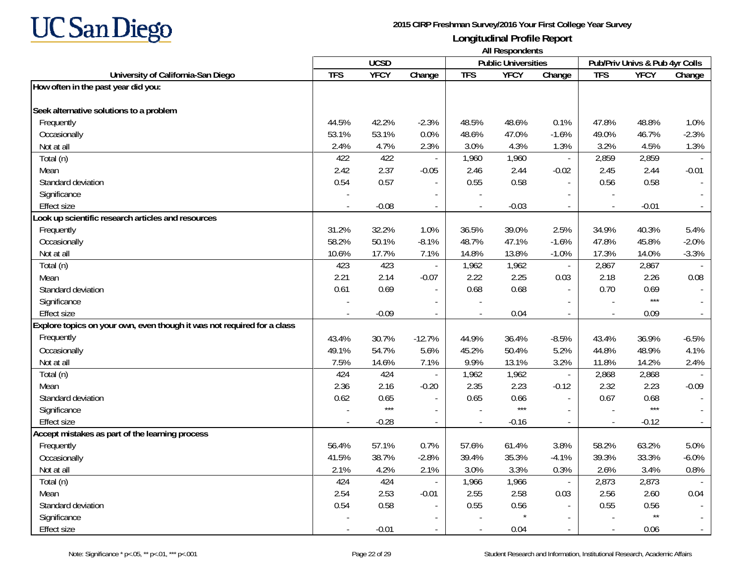UC San Diego

**2015 CIRP Freshman Survey/2016 Your First College Year Survey**

**Longitudinal Profile Report**

**All Respondents**

| University of California-San Diego | UCSD | | | Public Universities | | | Pub/Priv Univs & Pub 4yr Colls | | |
|---|---|---|---|---|---|---|---|---|---|
| | TFS | YFCY | Change | TFS | YFCY | Change | TFS | YFCY | Change |
| **How often in the past year did you:** | | | | | | | | | |
| **Seek alternative solutions to a problem** | | | | | | | | | |
| Frequently | 44.5% | 42.2% | -2.3% | 48.5% | 48.6% | 0.1% | 47.8% | 48.8% | 1.0% |
| Occasionally | 53.1% | 53.1% | 0.0% | 48.6% | 47.0% | -1.6% | 49.0% | 46.7% | -2.3% |
| Not at all | 2.4% | 4.7% | 2.3% | 3.0% | 4.3% | 1.3% | 3.2% | 4.5% | 1.3% |
| Total (n) | 422 | 422 | - | 1,960 | 1,960 | - | 2,859 | 2,859 | - |
| Mean | 2.42 | 2.37 | -0.05 | 2.46 | 2.44 | -0.02 | 2.45 | 2.44 | -0.01 |
| Standard deviation | 0.54 | 0.57 | - | 0.55 | 0.58 | - | 0.56 | 0.58 | - |
| Significance | - | | - | - | | - | - | | - |
| Effect size | - | -0.08 | - | - | -0.03 | - | - | -0.01 | - |
| **Look up scientific research articles and resources** | | | | | | | | | |
| Frequently | 31.2% | 32.2% | 1.0% | 36.5% | 39.0% | 2.5% | 34.9% | 40.3% | 5.4% |
| Occasionally | 58.2% | 50.1% | -8.1% | 48.7% | 47.1% | -1.6% | 47.8% | 45.8% | -2.0% |
| Not at all | 10.6% | 17.7% | 7.1% | 14.8% | 13.8% | -1.0% | 17.3% | 14.0% | -3.3% |
| Total (n) | 423 | 423 | - | 1,962 | 1,962 | - | 2,867 | 2,867 | - |
| Mean | 2.21 | 2.14 | -0.07 | 2.22 | 2.25 | 0.03 | 2.18 | 2.26 | 0.08 |
| Standard deviation | 0.61 | 0.69 | - | 0.68 | 0.68 | - | 0.70 | 0.69 | - |
| Significance | - | | - | - | | - | - | *** | - |
| Effect size | - | -0.09 | - | - | 0.04 | - | - | 0.09 | - |
| **Explore topics on your own, even though it was not required for a class** | | | | | | | | | |
| Frequently | 43.4% | 30.7% | -12.7% | 44.9% | 36.4% | -8.5% | 43.4% | 36.9% | -6.5% |
| Occasionally | 49.1% | 54.7% | 5.6% | 45.2% | 50.4% | 5.2% | 44.8% | 48.9% | 4.1% |
| Not at all | 7.5% | 14.6% | 7.1% | 9.9% | 13.1% | 3.2% | 11.8% | 14.2% | 2.4% |
| Total (n) | 424 | 424 | - | 1,962 | 1,962 | - | 2,868 | 2,868 | - |
| Mean | 2.36 | 2.16 | -0.20 | 2.35 | 2.23 | -0.12 | 2.32 | 2.23 | -0.09 |
| Standard deviation | 0.62 | 0.65 | - | 0.65 | 0.66 | - | 0.67 | 0.68 | - |
| Significance | - | *** | - | - | *** | - | - | *** | - |
| Effect size | - | -0.28 | - | - | -0.16 | - | - | -0.12 | - |
| **Accept mistakes as part of the learning process** | | | | | | | | | |
| Frequently | 56.4% | 57.1% | 0.7% | 57.6% | 61.4% | 3.8% | 58.2% | 63.2% | 5.0% |
| Occasionally | 41.5% | 38.7% | -2.8% | 39.4% | 35.3% | -4.1% | 39.3% | 33.3% | -6.0% |
| Not at all | 2.1% | 4.2% | 2.1% | 3.0% | 3.3% | 0.3% | 2.6% | 3.4% | 0.8% |
| Total (n) | 424 | 424 | - | 1,966 | 1,966 | - | 2,873 | 2,873 | - |
| Mean | 2.54 | 2.53 | -0.01 | 2.55 | 2.58 | 0.03 | 2.56 | 2.60 | 0.04 |
| Standard deviation | 0.54 | 0.58 | - | 0.55 | 0.56 | - | 0.55 | 0.56 | - |
| Significance | - | | - | - | * | - | - | ** | - |
| Effect size | - | -0.01 | - | - | 0.04 | - | - | 0.06 | - |

Note: Significance * p<.05, ** p<.01, *** p<.001

Student Research and Information, Institutional Research, Academic Affairs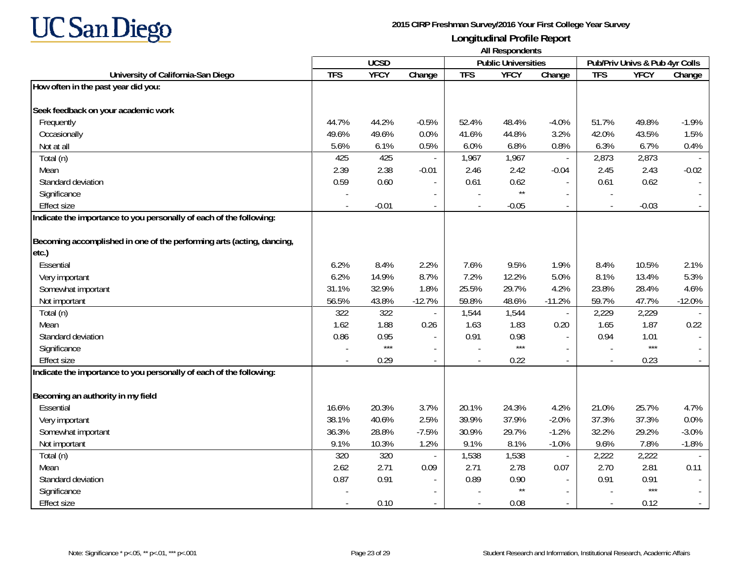**UC San Diego**

**2015 CIRP Freshman Survey/2016 Your First College Year Survey**

**Longitudinal Profile Report**

**All Respondents**

| University of California-San Diego | UCSD | | | Public Universities | | | Pub/Priv Univs & Pub 4yr Colls | | |
|---|---|---|---|---|---|---|---|---|---|
| | TFS | YFCY | Change | TFS | YFCY | Change | TFS | YFCY | Change |
| **How often in the past year did you:** | | | | | | | | | |
| **Seek feedback on your academic work** | | | | | | | | | |
| Frequently | 44.7% | 44.2% | -0.5% | 52.4% | 48.4% | -4.0% | 51.7% | 49.8% | -1.9% |
| Occasionally | 49.6% | 49.6% | 0.0% | 41.6% | 44.8% | 3.2% | 42.0% | 43.5% | 1.5% |
| Not at all | 5.6% | 6.1% | 0.5% | 6.0% | 6.8% | 0.8% | 6.3% | 6.7% | 0.4% |
| Total (n) | 425 | 425 | - | 1,967 | 1,967 | - | 2,873 | 2,873 | - |
| Mean | 2.39 | 2.38 | -0.01 | 2.46 | 2.42 | -0.04 | 2.45 | 2.43 | -0.02 |
| Standard deviation | 0.59 | 0.60 | - | 0.61 | 0.62 | - | 0.61 | 0.62 | - |
| Significance | - | | - | - | ** | - | - | | - |
| Effect size | - | -0.01 | - | - | -0.05 | - | - | -0.03 | - |
| **Indicate the importance to you personally of each of the following:** | | | | | | | | | |
| **Becoming accomplished in one of the performing arts (acting, dancing, etc.)** | | | | | | | | | |
| Essential | 6.2% | 8.4% | 2.2% | 7.6% | 9.5% | 1.9% | 8.4% | 10.5% | 2.1% |
| Very important | 6.2% | 14.9% | 8.7% | 7.2% | 12.2% | 5.0% | 8.1% | 13.4% | 5.3% |
| Somewhat important | 31.1% | 32.9% | 1.8% | 25.5% | 29.7% | 4.2% | 23.8% | 28.4% | 4.6% |
| Not important | 56.5% | 43.8% | -12.7% | 59.8% | 48.6% | -11.2% | 59.7% | 47.7% | -12.0% |
| Total (n) | 322 | 322 | - | 1,544 | 1,544 | - | 2,229 | 2,229 | - |
| Mean | 1.62 | 1.88 | 0.26 | 1.63 | 1.83 | 0.20 | 1.65 | 1.87 | 0.22 |
| Standard deviation | 0.86 | 0.95 | - | 0.91 | 0.98 | - | 0.94 | 1.01 | - |
| Significance | - | *** | - | - | *** | - | - | *** | - |
| Effect size | - | 0.29 | - | - | 0.22 | - | - | 0.23 | - |
| **Indicate the importance to you personally of each of the following:** | | | | | | | | | |
| **Becoming an authority in my field** | | | | | | | | | |
| Essential | 16.6% | 20.3% | 3.7% | 20.1% | 24.3% | 4.2% | 21.0% | 25.7% | 4.7% |
| Very important | 38.1% | 40.6% | 2.5% | 39.9% | 37.9% | -2.0% | 37.3% | 37.3% | 0.0% |
| Somewhat important | 36.3% | 28.8% | -7.5% | 30.9% | 29.7% | -1.2% | 32.2% | 29.2% | -3.0% |
| Not important | 9.1% | 10.3% | 1.2% | 9.1% | 8.1% | -1.0% | 9.6% | 7.8% | -1.8% |
| Total (n) | 320 | 320 | - | 1,538 | 1,538 | - | 2,222 | 2,222 | - |
| Mean | 2.62 | 2.71 | 0.09 | 2.71 | 2.78 | 0.07 | 2.70 | 2.81 | 0.11 |
| Standard deviation | 0.87 | 0.91 | - | 0.89 | 0.90 | - | 0.91 | 0.91 | - |
| Significance | - | | - | - | ** | - | - | *** | - |
| Effect size | - | 0.10 | - | - | 0.08 | - | - | 0.12 | - |

Note: Significance * p<.05, ** p<.01, *** p<.001

Student Research and Information, Institutional Research, Academic Affairs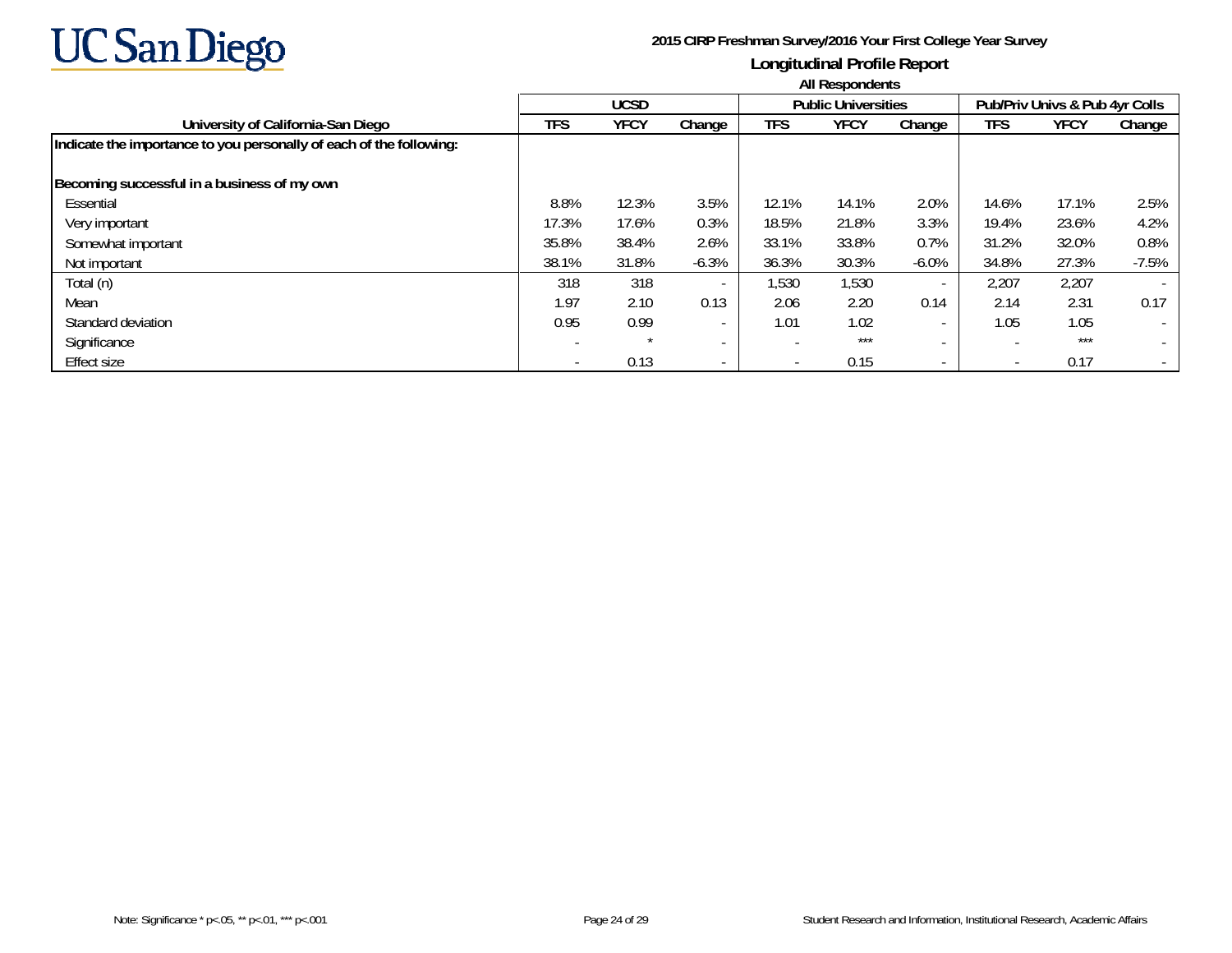UC San Diego

**2015 CIRP Freshman Survey/2016 Your First College Year Survey**

**Longitudinal Profile Report**

**All Respondents**

| | UCSD | | | Public Universities | | | Pub/Priv Univs & Pub 4yr Colls | | |
|---|---|---|---|---|---|---|---|---|---|
| **University of California-San Diego** | **TFS** | **YFCY** | **Change** | **TFS** | **YFCY** | **Change** | **TFS** | **YFCY** | **Change** |
| **Indicate the importance to you personally of each of the following:** | | | | | | | | | |
| **Becoming successful in a business of my own** | | | | | | | | | |
| Essential | 8.8% | 12.3% | 3.5% | 12.1% | 14.1% | 2.0% | 14.6% | 17.1% | 2.5% |
| Very important | 17.3% | 17.6% | 0.3% | 18.5% | 21.8% | 3.3% | 19.4% | 23.6% | 4.2% |
| Somewhat important | 35.8% | 38.4% | 2.6% | 33.1% | 33.8% | 0.7% | 31.2% | 32.0% | 0.8% |
| Not important | 38.1% | 31.8% | -6.3% | 36.3% | 30.3% | -6.0% | 34.8% | 27.3% | -7.5% |
| Total (n) | 318 | 318 | - | 1,530 | 1,530 | - | 2,207 | 2,207 | - |
| Mean | 1.97 | 2.10 | 0.13 | 2.06 | 2.20 | 0.14 | 2.14 | 2.31 | 0.17 |
| Standard deviation | 0.95 | 0.99 | - | 1.01 | 1.02 | - | 1.05 | 1.05 | - |
| Significance | - | * | - | - | *** | - | - | *** | - |
| Effect size | - | 0.13 | - | - | 0.15 | - | - | 0.17 | - |

Note: Significance * p<.05, ** p<.01, *** p<.001

Student Research and Information, Institutional Research, Academic Affairs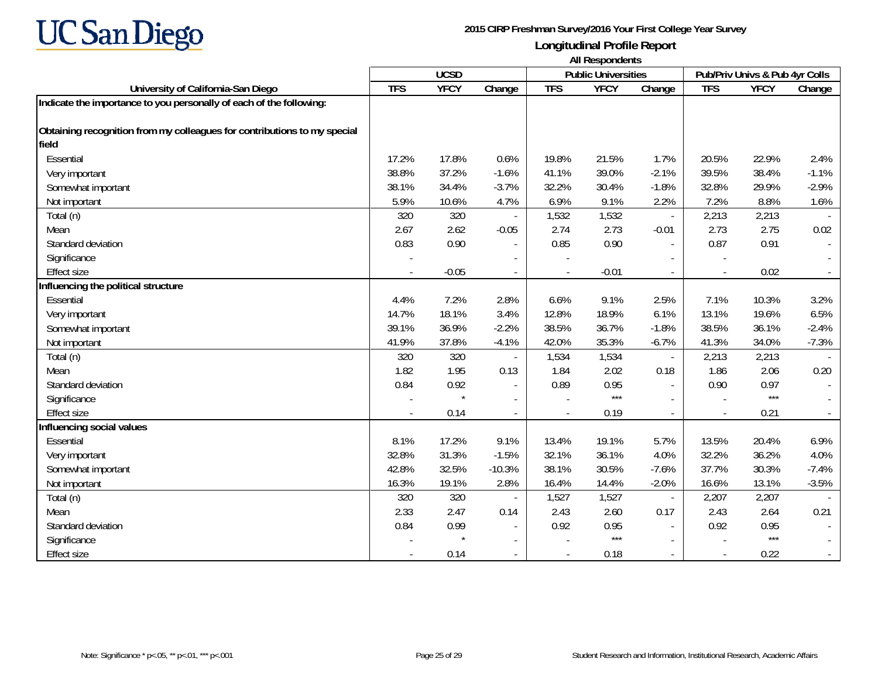# UC San Diego

**2015 CIRP Freshman Survey/2016 Your First College Year Survey**

**Longitudinal Profile Report**

**All Respondents**

| University of California-San Diego | UCSD | | | Public Universities | | | Pub/Priv Univs & Pub 4yr Colls | | |
|---|---|---|---|---|---|---|---|---|---|
| | TFS | YFCY | Change | TFS | YFCY | Change | TFS | YFCY | Change |
| **Indicate the importance to you personally of each of the following:** | | | | | | | | | |
| **Obtaining recognition from my colleagues for contributions to my special field** | | | | | | | | | |
| Essential | 17.2% | 17.8% | 0.6% | 19.8% | 21.5% | 1.7% | 20.5% | 22.9% | 2.4% |
| Very important | 38.8% | 37.2% | -1.6% | 41.1% | 39.0% | -2.1% | 39.5% | 38.4% | -1.1% |
| Somewhat important | 38.1% | 34.4% | -3.7% | 32.2% | 30.4% | -1.8% | 32.8% | 29.9% | -2.9% |
| Not important | 5.9% | 10.6% | 4.7% | 6.9% | 9.1% | 2.2% | 7.2% | 8.8% | 1.6% |
| Total (n) | 320 | 320 | - | 1,532 | 1,532 | - | 2,213 | 2,213 | - |
| Mean | 2.67 | 2.62 | -0.05 | 2.74 | 2.73 | -0.01 | 2.73 | 2.75 | 0.02 |
| Standard deviation | 0.83 | 0.90 | - | 0.85 | 0.90 | - | 0.87 | 0.91 | - |
| Significance | - | | - | - | | - | - | | - |
| Effect size | - | -0.05 | - | - | -0.01 | - | - | 0.02 | - |
| **Influencing the political structure** | | | | | | | | | |
| Essential | 4.4% | 7.2% | 2.8% | 6.6% | 9.1% | 2.5% | 7.1% | 10.3% | 3.2% |
| Very important | 14.7% | 18.1% | 3.4% | 12.8% | 18.9% | 6.1% | 13.1% | 19.6% | 6.5% |
| Somewhat important | 39.1% | 36.9% | -2.2% | 38.5% | 36.7% | -1.8% | 38.5% | 36.1% | -2.4% |
| Not important | 41.9% | 37.8% | -4.1% | 42.0% | 35.3% | -6.7% | 41.3% | 34.0% | -7.3% |
| Total (n) | 320 | 320 | - | 1,534 | 1,534 | - | 2,213 | 2,213 | - |
| Mean | 1.82 | 1.95 | 0.13 | 1.84 | 2.02 | 0.18 | 1.86 | 2.06 | 0.20 |
| Standard deviation | 0.84 | 0.92 | - | 0.89 | 0.95 | - | 0.90 | 0.97 | - |
| Significance | - | * | - | - | *** | - | - | *** | - |
| Effect size | - | 0.14 | - | - | 0.19 | - | - | 0.21 | - |
| **Influencing social values** | | | | | | | | | |
| Essential | 8.1% | 17.2% | 9.1% | 13.4% | 19.1% | 5.7% | 13.5% | 20.4% | 6.9% |
| Very important | 32.8% | 31.3% | -1.5% | 32.1% | 36.1% | 4.0% | 32.2% | 36.2% | 4.0% |
| Somewhat important | 42.8% | 32.5% | -10.3% | 38.1% | 30.5% | -7.6% | 37.7% | 30.3% | -7.4% |
| Not important | 16.3% | 19.1% | 2.8% | 16.4% | 14.4% | -2.0% | 16.6% | 13.1% | -3.5% |
| Total (n) | 320 | 320 | - | 1,527 | 1,527 | - | 2,207 | 2,207 | - |
| Mean | 2.33 | 2.47 | 0.14 | 2.43 | 2.60 | 0.17 | 2.43 | 2.64 | 0.21 |
| Standard deviation | 0.84 | 0.99 | - | 0.92 | 0.95 | - | 0.92 | 0.95 | - |
| Significance | - | * | - | - | *** | - | - | *** | - |
| Effect size | - | 0.14 | - | - | 0.18 | - | - | 0.22 | - |

Note: Significance * p<.05, ** p<.01, *** p<.001

Student Research and Information, Institutional Research, Academic Affairs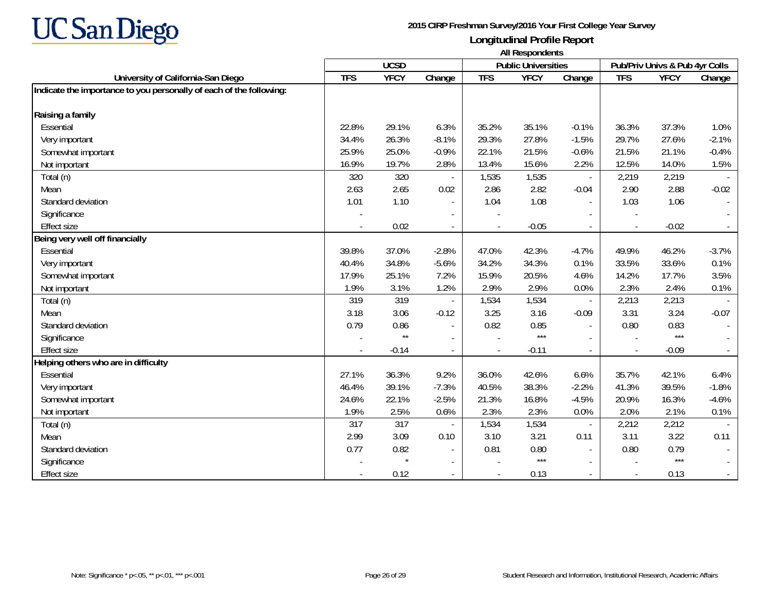# UC San Diego

**2015 CIRP Freshman Survey/2016 Your First College Year Survey**

**Longitudinal Profile Report**

**All Respondents**

| University of California-San Diego | UCSD | | | Public Universities | | | Pub/Priv Univs & Pub 4yr Colls | | |
|---|---|---|---|---|---|---|---|---|---|
| | TFS | YFCY | Change | TFS | YFCY | Change | TFS | YFCY | Change |
| **Indicate the importance to you personally of each of the following:** | | | | | | | | | |
| **Raising a family** | | | | | | | | | |
| Essential | 22.8% | 29.1% | 6.3% | 35.2% | 35.1% | -0.1% | 36.3% | 37.3% | 1.0% |
| Very important | 34.4% | 26.3% | -8.1% | 29.3% | 27.8% | -1.5% | 29.7% | 27.6% | -2.1% |
| Somewhat important | 25.9% | 25.0% | -0.9% | 22.1% | 21.5% | -0.6% | 21.5% | 21.1% | -0.4% |
| Not important | 16.9% | 19.7% | 2.8% | 13.4% | 15.6% | 2.2% | 12.5% | 14.0% | 1.5% |
| Total (n) | 320 | 320 | - | 1,535 | 1,535 | - | 2,219 | 2,219 | - |
| Mean | 2.63 | 2.65 | 0.02 | 2.86 | 2.82 | -0.04 | 2.90 | 2.88 | -0.02 |
| Standard deviation | 1.01 | 1.10 | - | 1.04 | 1.08 | - | 1.03 | 1.06 | - |
| Significance | - | | - | - | | - | - | | - |
| Effect size | - | 0.02 | - | - | -0.05 | - | - | -0.02 | - |
| **Being very well off financially** | | | | | | | | | |
| Essential | 39.8% | 37.0% | -2.8% | 47.0% | 42.3% | -4.7% | 49.9% | 46.2% | -3.7% |
| Very important | 40.4% | 34.8% | -5.6% | 34.2% | 34.3% | 0.1% | 33.5% | 33.6% | 0.1% |
| Somewhat important | 17.9% | 25.1% | 7.2% | 15.9% | 20.5% | 4.6% | 14.2% | 17.7% | 3.5% |
| Not important | 1.9% | 3.1% | 1.2% | 2.9% | 2.9% | 0.0% | 2.3% | 2.4% | 0.1% |
| Total (n) | 319 | 319 | - | 1,534 | 1,534 | - | 2,213 | 2,213 | - |
| Mean | 3.18 | 3.06 | -0.12 | 3.25 | 3.16 | -0.09 | 3.31 | 3.24 | -0.07 |
| Standard deviation | 0.79 | 0.86 | - | 0.82 | 0.85 | - | 0.80 | 0.83 | - |
| Significance | - | ** | - | - | *** | - | - | *** | - |
| Effect size | - | -0.14 | - | - | -0.11 | - | - | -0.09 | - |
| **Helping others who are in difficulty** | | | | | | | | | |
| Essential | 27.1% | 36.3% | 9.2% | 36.0% | 42.6% | 6.6% | 35.7% | 42.1% | 6.4% |
| Very important | 46.4% | 39.1% | -7.3% | 40.5% | 38.3% | -2.2% | 41.3% | 39.5% | -1.8% |
| Somewhat important | 24.6% | 22.1% | -2.5% | 21.3% | 16.8% | -4.5% | 20.9% | 16.3% | -4.6% |
| Not important | 1.9% | 2.5% | 0.6% | 2.3% | 2.3% | 0.0% | 2.0% | 2.1% | 0.1% |
| Total (n) | 317 | 317 | - | 1,534 | 1,534 | - | 2,212 | 2,212 | - |
| Mean | 2.99 | 3.09 | 0.10 | 3.10 | 3.21 | 0.11 | 3.11 | 3.22 | 0.11 |
| Standard deviation | 0.77 | 0.82 | - | 0.81 | 0.80 | - | 0.80 | 0.79 | - |
| Significance | - | * | - | - | *** | - | - | *** | - |
| Effect size | - | 0.12 | - | - | 0.13 | - | - | 0.13 | - |

Note: Significance * $p<.05$, ** $p<.01$, *** $p<.001$

Student Research and Information, Institutional Research, Academic Affairs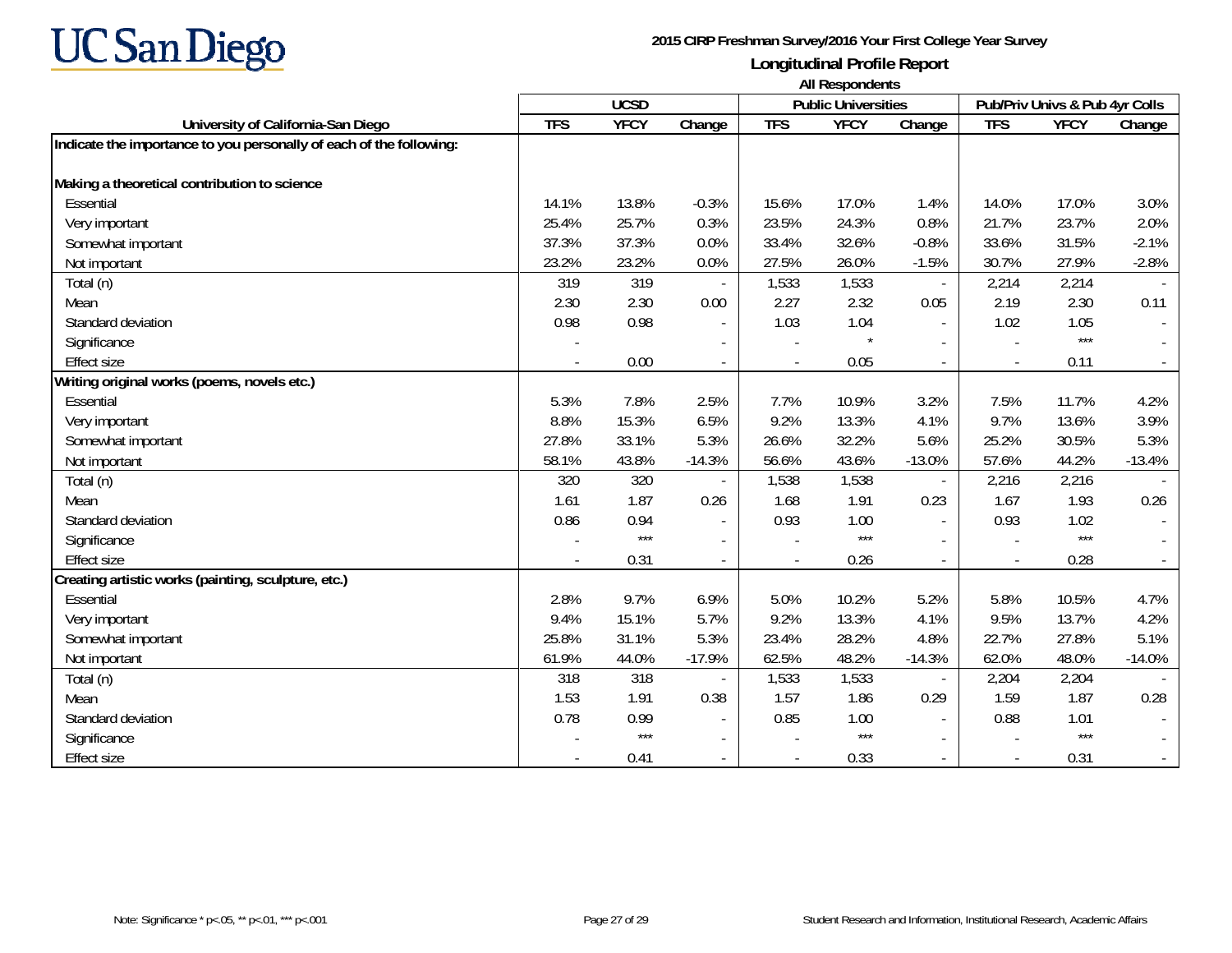# UC San Diego

**2015 CIRP Freshman Survey/2016 Your First College Year Survey**

**Longitudinal Profile Report**

**All Respondents**

| University of California-San Diego | UCSD | | | Public Universities | | | Pub/Priv Univs & Pub 4yr Colls | | |
|---|---|---|---|---|---|---|---|---|---|
| | TFS | YFCY | Change | TFS | YFCY | Change | TFS | YFCY | Change |
| **Indicate the importance to you personally of each of the following:** | | | | | | | | | |
| **Making a theoretical contribution to science** | | | | | | | | | |
| Essential | 14.1% | 13.8% | -0.3% | 15.6% | 17.0% | 1.4% | 14.0% | 17.0% | 3.0% |
| Very important | 25.4% | 25.7% | 0.3% | 23.5% | 24.3% | 0.8% | 21.7% | 23.7% | 2.0% |
| Somewhat important | 37.3% | 37.3% | 0.0% | 33.4% | 32.6% | -0.8% | 33.6% | 31.5% | -2.1% |
| Not important | 23.2% | 23.2% | 0.0% | 27.5% | 26.0% | -1.5% | 30.7% | 27.9% | -2.8% |
| Total (n) | 319 | 319 | - | 1,533 | 1,533 | - | 2,214 | 2,214 | - |
| Mean | 2.30 | 2.30 | 0.00 | 2.27 | 2.32 | 0.05 | 2.19 | 2.30 | 0.11 |
| Standard deviation | 0.98 | 0.98 | - | 1.03 | 1.04 | - | 1.02 | 1.05 | - |
| Significance | - | | - | - | * | - | - | *** | - |
| Effect size | - | 0.00 | - | - | 0.05 | - | - | 0.11 | - |
| **Writing original works (poems, novels etc.)** | | | | | | | | | |
| Essential | 5.3% | 7.8% | 2.5% | 7.7% | 10.9% | 3.2% | 7.5% | 11.7% | 4.2% |
| Very important | 8.8% | 15.3% | 6.5% | 9.2% | 13.3% | 4.1% | 9.7% | 13.6% | 3.9% |
| Somewhat important | 27.8% | 33.1% | 5.3% | 26.6% | 32.2% | 5.6% | 25.2% | 30.5% | 5.3% |
| Not important | 58.1% | 43.8% | -14.3% | 56.6% | 43.6% | -13.0% | 57.6% | 44.2% | -13.4% |
| Total (n) | 320 | 320 | - | 1,538 | 1,538 | - | 2,216 | 2,216 | - |
| Mean | 1.61 | 1.87 | 0.26 | 1.68 | 1.91 | 0.23 | 1.67 | 1.93 | 0.26 |
| Standard deviation | 0.86 | 0.94 | - | 0.93 | 1.00 | - | 0.93 | 1.02 | - |
| Significance | - | *** | - | - | *** | - | - | *** | - |
| Effect size | - | 0.31 | - | - | 0.26 | - | - | 0.28 | - |
| **Creating artistic works (painting, sculpture, etc.)** | | | | | | | | | |
| Essential | 2.8% | 9.7% | 6.9% | 5.0% | 10.2% | 5.2% | 5.8% | 10.5% | 4.7% |
| Very important | 9.4% | 15.1% | 5.7% | 9.2% | 13.3% | 4.1% | 9.5% | 13.7% | 4.2% |
| Somewhat important | 25.8% | 31.1% | 5.3% | 23.4% | 28.2% | 4.8% | 22.7% | 27.8% | 5.1% |
| Not important | 61.9% | 44.0% | -17.9% | 62.5% | 48.2% | -14.3% | 62.0% | 48.0% | -14.0% |
| Total (n) | 318 | 318 | - | 1,533 | 1,533 | - | 2,204 | 2,204 | - |
| Mean | 1.53 | 1.91 | 0.38 | 1.57 | 1.86 | 0.29 | 1.59 | 1.87 | 0.28 |
| Standard deviation | 0.78 | 0.99 | - | 0.85 | 1.00 | - | 0.88 | 1.01 | - |
| Significance | - | *** | - | - | *** | - | - | *** | - |
| Effect size | - | 0.41 | - | - | 0.33 | - | - | 0.31 | - |

Note: Significance * p<.05, ** p<.01, *** p<.001

Student Research and Information, Institutional Research, Academic Affairs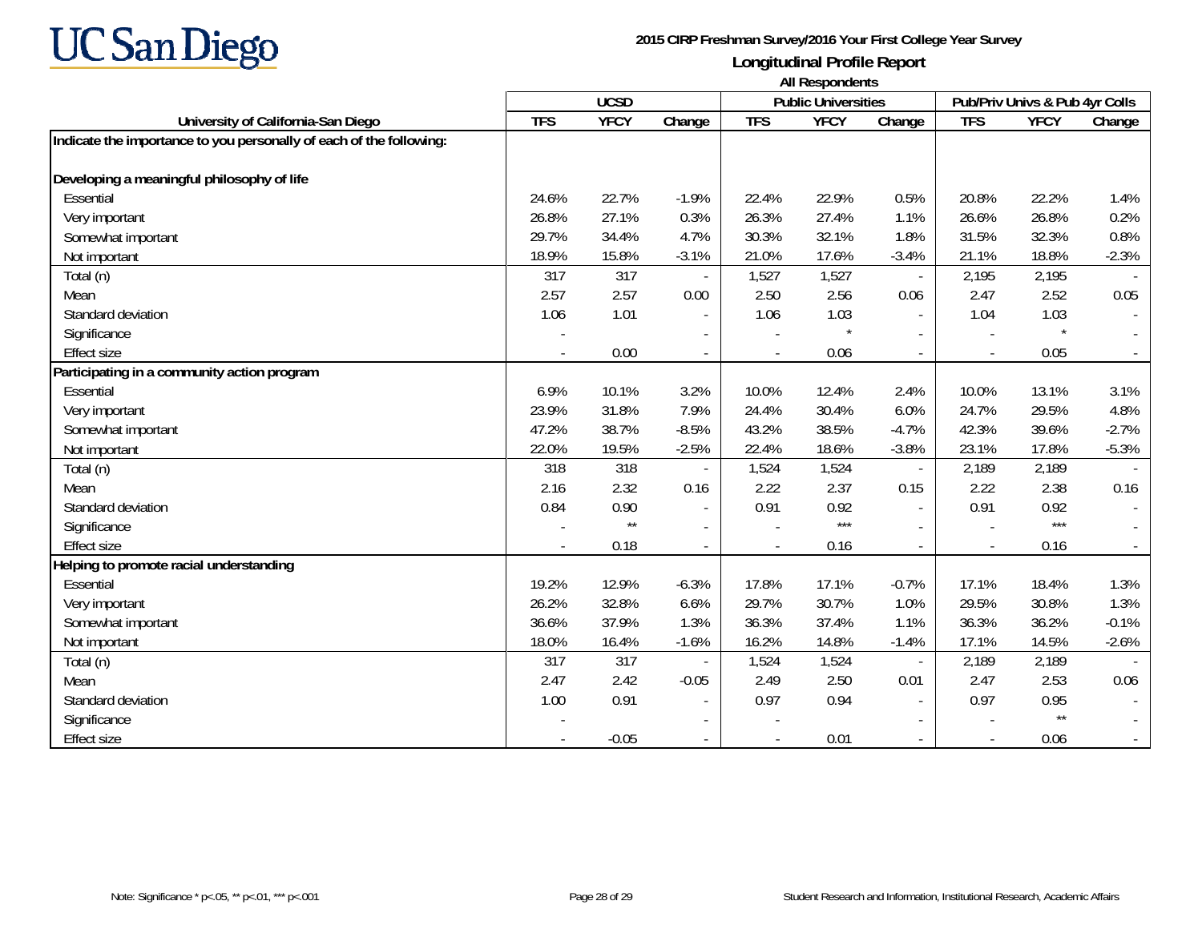**2015 CIRP Freshman Survey/2016 Your First College Year Survey**

**Longitudinal Profile Report**

**All Respondents**

| University of California-San Diego | UCSD | | | Public Universities | | | Pub/Priv Univs & Pub 4yr Colls | | |
|---|---|---|---|---|---|---|---|---|---|
| | TFS | YFCY | Change | TFS | YFCY | Change | TFS | YFCY | Change |
| **Indicate the importance to you personally of each of the following:** | | | | | | | | | |
| **Developing a meaningful philosophy of life** | | | | | | | | | |
| Essential | 24.6% | 22.7% | -1.9% | 22.4% | 22.9% | 0.5% | 20.8% | 22.2% | 1.4% |
| Very important | 26.8% | 27.1% | 0.3% | 26.3% | 27.4% | 1.1% | 26.6% | 26.8% | 0.2% |
| Somewhat important | 29.7% | 34.4% | 4.7% | 30.3% | 32.1% | 1.8% | 31.5% | 32.3% | 0.8% |
| Not important | 18.9% | 15.8% | -3.1% | 21.0% | 17.6% | -3.4% | 21.1% | 18.8% | -2.3% |
| Total (n) | 317 | 317 | - | 1,527 | 1,527 | - | 2,195 | 2,195 | - |
| Mean | 2.57 | 2.57 | 0.00 | 2.50 | 2.56 | 0.06 | 2.47 | 2.52 | 0.05 |
| Standard deviation | 1.06 | 1.01 | - | 1.06 | 1.03 | - | 1.04 | 1.03 | - |
| Significance | - | | - | - | * | - | - | * | - |
| Effect size | - | 0.00 | - | - | 0.06 | - | - | 0.05 | - |
| **Participating in a community action program** | | | | | | | | | |
| Essential | 6.9% | 10.1% | 3.2% | 10.0% | 12.4% | 2.4% | 10.0% | 13.1% | 3.1% |
| Very important | 23.9% | 31.8% | 7.9% | 24.4% | 30.4% | 6.0% | 24.7% | 29.5% | 4.8% |
| Somewhat important | 47.2% | 38.7% | -8.5% | 43.2% | 38.5% | -4.7% | 42.3% | 39.6% | -2.7% |
| Not important | 22.0% | 19.5% | -2.5% | 22.4% | 18.6% | -3.8% | 23.1% | 17.8% | -5.3% |
| Total (n) | 318 | 318 | - | 1,524 | 1,524 | - | 2,189 | 2,189 | - |
| Mean | 2.16 | 2.32 | 0.16 | 2.22 | 2.37 | 0.15 | 2.22 | 2.38 | 0.16 |
| Standard deviation | 0.84 | 0.90 | - | 0.91 | 0.92 | - | 0.91 | 0.92 | - |
| Significance | - | ** | - | - | *** | - | - | *** | - |
| Effect size | - | 0.18 | - | - | 0.16 | - | - | 0.16 | - |
| **Helping to promote racial understanding** | | | | | | | | | |
| Essential | 19.2% | 12.9% | -6.3% | 17.8% | 17.1% | -0.7% | 17.1% | 18.4% | 1.3% |
| Very important | 26.2% | 32.8% | 6.6% | 29.7% | 30.7% | 1.0% | 29.5% | 30.8% | 1.3% |
| Somewhat important | 36.6% | 37.9% | 1.3% | 36.3% | 37.4% | 1.1% | 36.3% | 36.2% | -0.1% |
| Not important | 18.0% | 16.4% | -1.6% | 16.2% | 14.8% | -1.4% | 17.1% | 14.5% | -2.6% |
| Total (n) | 317 | 317 | - | 1,524 | 1,524 | - | 2,189 | 2,189 | - |
| Mean | 2.47 | 2.42 | -0.05 | 2.49 | 2.50 | 0.01 | 2.47 | 2.53 | 0.06 |
| Standard deviation | 1.00 | 0.91 | - | 0.97 | 0.94 | - | 0.97 | 0.95 | - |
| Significance | - | | - | - | | - | - | ** | - |
| Effect size | - | -0.05 | - | - | 0.01 | - | - | 0.06 | - |

Note: Significance * $p<.05$, ** $p<.01$, *** $p<.001$

Student Research and Information, Institutional Research, Academic Affairs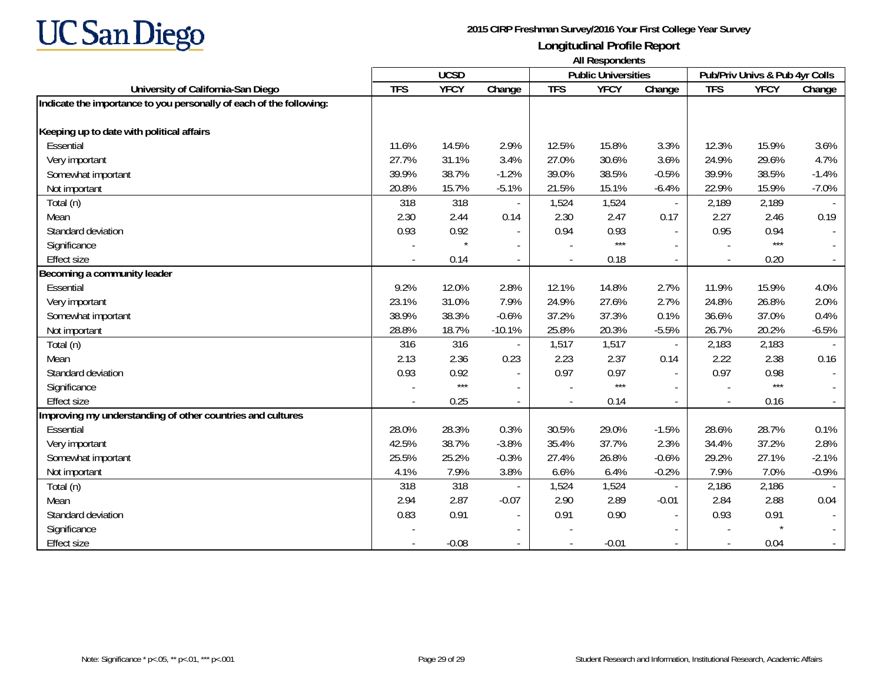# UC San Diego

**2015 CIRP Freshman Survey/2016 Your First College Year Survey**

**Longitudinal Profile Report**

**All Respondents**

| University of California-San Diego | UCSD | | | Public Universities | | | Pub/Priv Univs & Pub 4yr Colls | | |
|---|---|---|---|---|---|---|---|---|---|
| | TFS | YFCY | Change | TFS | YFCY | Change | TFS | YFCY | Change |
| **Indicate the importance to you personally of each of the following:** | | | | | | | | | |
| **Keeping up to date with political affairs** | | | | | | | | | |
| Essential | 11.6% | 14.5% | 2.9% | 12.5% | 15.8% | 3.3% | 12.3% | 15.9% | 3.6% |
| Very important | 27.7% | 31.1% | 3.4% | 27.0% | 30.6% | 3.6% | 24.9% | 29.6% | 4.7% |
| Somewhat important | 39.9% | 38.7% | -1.2% | 39.0% | 38.5% | -0.5% | 39.9% | 38.5% | -1.4% |
| Not important | 20.8% | 15.7% | -5.1% | 21.5% | 15.1% | -6.4% | 22.9% | 15.9% | -7.0% |
| Total (n) | 318 | 318 | - | 1,524 | 1,524 | - | 2,189 | 2,189 | - |
| Mean | 2.30 | 2.44 | 0.14 | 2.30 | 2.47 | 0.17 | 2.27 | 2.46 | 0.19 |
| Standard deviation | 0.93 | 0.92 | - | 0.94 | 0.93 | - | 0.95 | 0.94 | - |
| Significance | - | * | - | - | *** | - | - | *** | - |
| Effect size | - | 0.14 | - | - | 0.18 | - | - | 0.20 | - |
| **Becoming a community leader** | | | | | | | | | |
| Essential | 9.2% | 12.0% | 2.8% | 12.1% | 14.8% | 2.7% | 11.9% | 15.9% | 4.0% |
| Very important | 23.1% | 31.0% | 7.9% | 24.9% | 27.6% | 2.7% | 24.8% | 26.8% | 2.0% |
| Somewhat important | 38.9% | 38.3% | -0.6% | 37.2% | 37.3% | 0.1% | 36.6% | 37.0% | 0.4% |
| Not important | 28.8% | 18.7% | -10.1% | 25.8% | 20.3% | -5.5% | 26.7% | 20.2% | -6.5% |
| Total (n) | 316 | 316 | - | 1,517 | 1,517 | - | 2,183 | 2,183 | - |
| Mean | 2.13 | 2.36 | 0.23 | 2.23 | 2.37 | 0.14 | 2.22 | 2.38 | 0.16 |
| Standard deviation | 0.93 | 0.92 | - | 0.97 | 0.97 | - | 0.97 | 0.98 | - |
| Significance | - | *** | - | - | *** | - | - | *** | - |
| Effect size | - | 0.25 | - | - | 0.14 | - | - | 0.16 | - |
| **Improving my understanding of other countries and cultures** | | | | | | | | | |
| Essential | 28.0% | 28.3% | 0.3% | 30.5% | 29.0% | -1.5% | 28.6% | 28.7% | 0.1% |
| Very important | 42.5% | 38.7% | -3.8% | 35.4% | 37.7% | 2.3% | 34.4% | 37.2% | 2.8% |
| Somewhat important | 25.5% | 25.2% | -0.3% | 27.4% | 26.8% | -0.6% | 29.2% | 27.1% | -2.1% |
| Not important | 4.1% | 7.9% | 3.8% | 6.6% | 6.4% | -0.2% | 7.9% | 7.0% | -0.9% |
| Total (n) | 318 | 318 | - | 1,524 | 1,524 | - | 2,186 | 2,186 | - |
| Mean | 2.94 | 2.87 | -0.07 | 2.90 | 2.89 | -0.01 | 2.84 | 2.88 | 0.04 |
| Standard deviation | 0.83 | 0.91 | - | 0.91 | 0.90 | - | 0.93 | 0.91 | - |
| Significance | - | | - | - | | - | - | * | - |
| Effect size | - | -0.08 | - | - | -0.01 | - | - | 0.04 | - |

Note: Significance * p<.05, ** p<.01, *** p<.001

Student Research and Information, Institutional Research, Academic Affairs